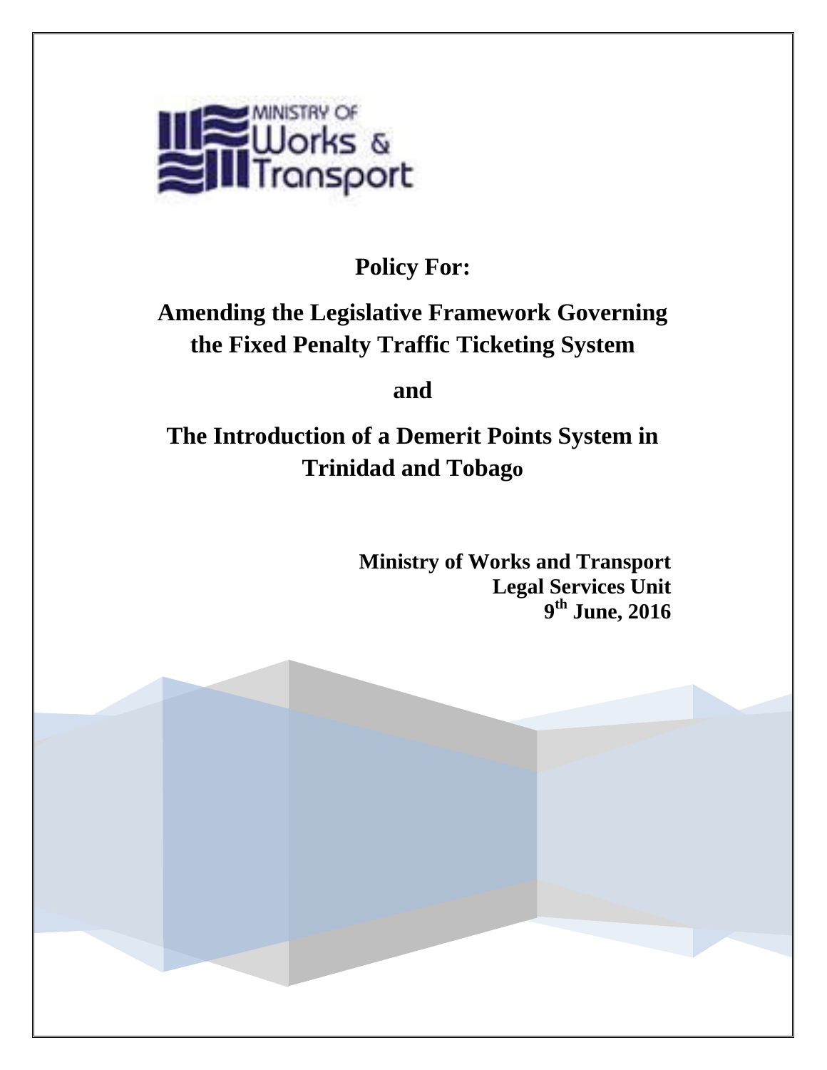MINISTRY OF Works & Transport

**Policy For:**

# Amending the Legislative Framework Governing the Fixed Penalty Traffic Ticketing System

**and**

# The Introduction of a Demerit Points System in Trinidad and Tobago

**Ministry of Works and Transport**
**Legal Services Unit**
**9th June, 2016**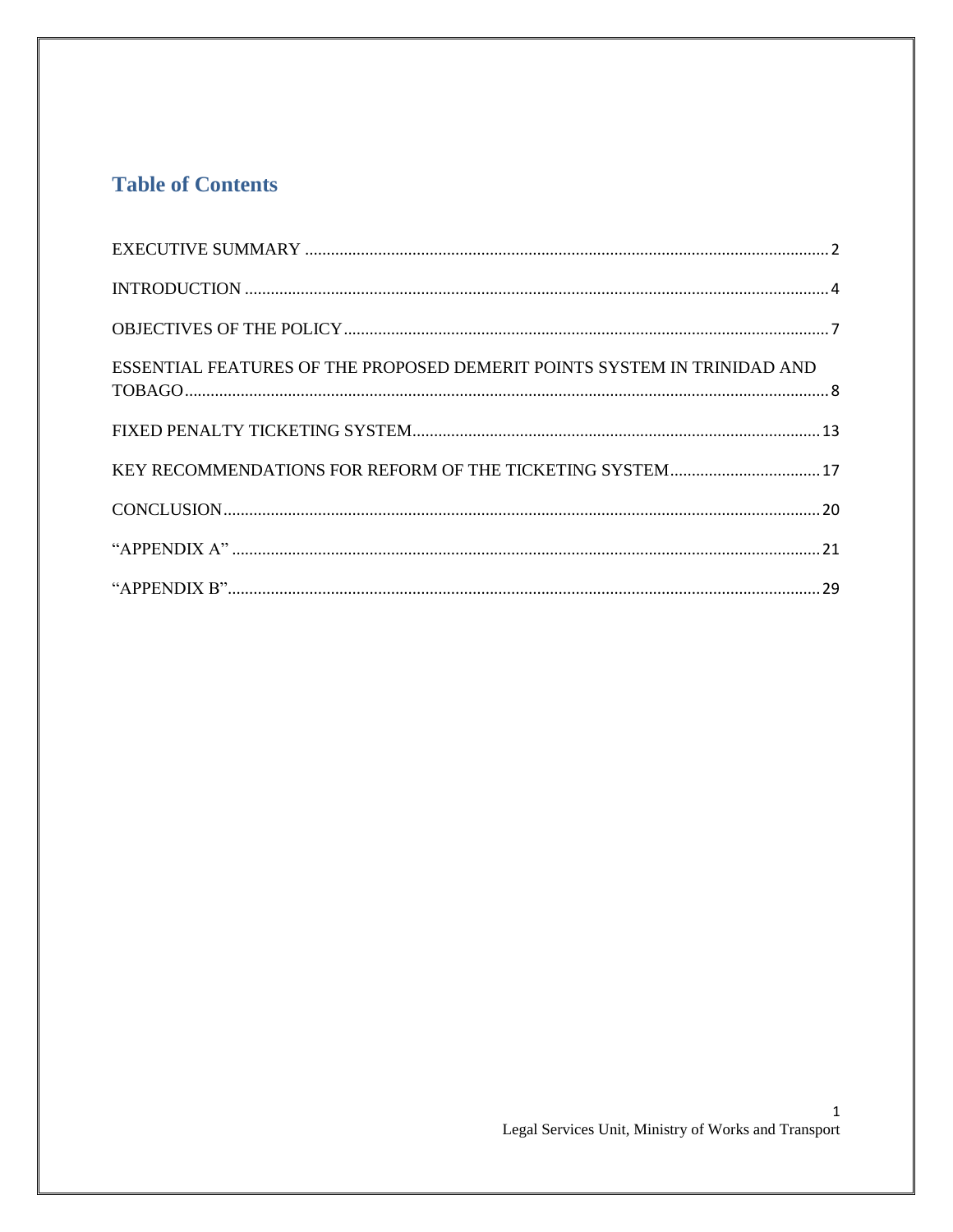# Table of Contents

EXECUTIVE SUMMARY ........ 2

INTRODUCTION ........ 4

OBJECTIVES OF THE POLICY ........ 7

ESSENTIAL FEATURES OF THE PROPOSED DEMERIT POINTS SYSTEM IN TRINIDAD AND TOBAGO ........ 8

FIXED PENALTY TICKETING SYSTEM ........ 13

KEY RECOMMENDATIONS FOR REFORM OF THE TICKETING SYSTEM ........ 17

CONCLUSION ........ 20

"APPENDIX A" ........ 21

"APPENDIX B" ........ 29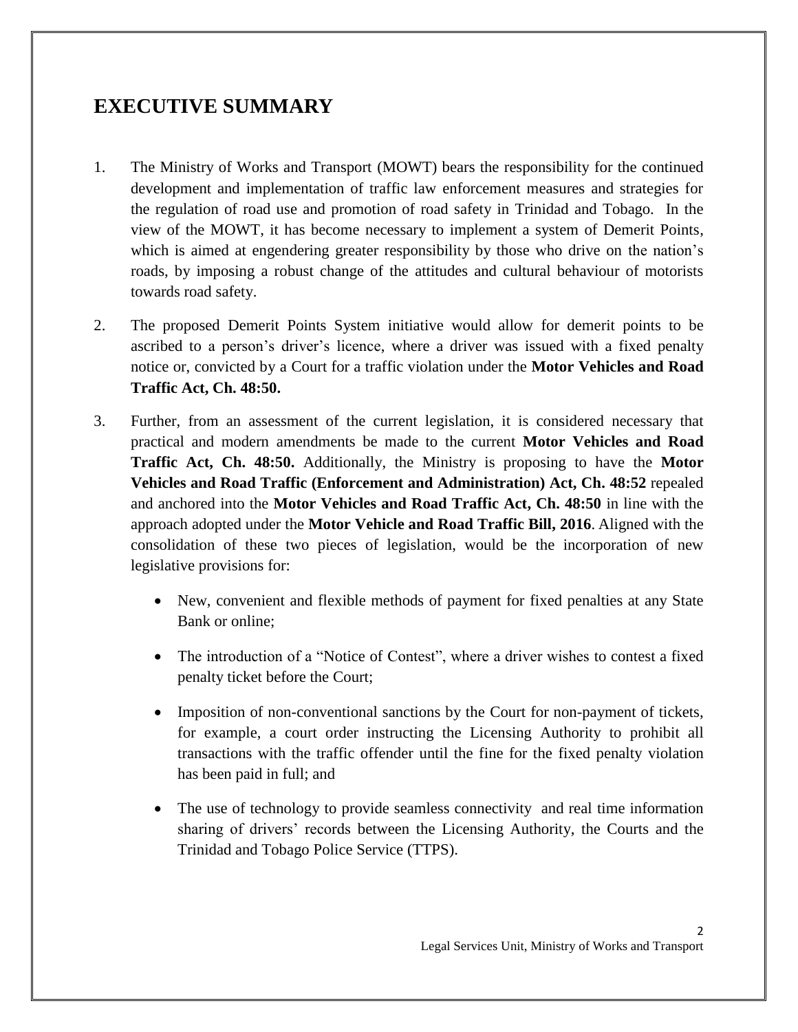# EXECUTIVE SUMMARY

1. The Ministry of Works and Transport (MOWT) bears the responsibility for the continued development and implementation of traffic law enforcement measures and strategies for the regulation of road use and promotion of road safety in Trinidad and Tobago. In the view of the MOWT, it has become necessary to implement a system of Demerit Points, which is aimed at engendering greater responsibility by those who drive on the nation's roads, by imposing a robust change of the attitudes and cultural behaviour of motorists towards road safety.

2. The proposed Demerit Points System initiative would allow for demerit points to be ascribed to a person's driver's licence, where a driver was issued with a fixed penalty notice or, convicted by a Court for a traffic violation under the **Motor Vehicles and Road Traffic Act, Ch. 48:50.**

3. Further, from an assessment of the current legislation, it is considered necessary that practical and modern amendments be made to the current **Motor Vehicles and Road Traffic Act, Ch. 48:50.** Additionally, the Ministry is proposing to have the **Motor Vehicles and Road Traffic (Enforcement and Administration) Act, Ch. 48:52** repealed and anchored into the **Motor Vehicles and Road Traffic Act, Ch. 48:50** in line with the approach adopted under the **Motor Vehicle and Road Traffic Bill, 2016**. Aligned with the consolidation of these two pieces of legislation, would be the incorporation of new legislative provisions for:

   - New, convenient and flexible methods of payment for fixed penalties at any State Bank or online;
   - The introduction of a "Notice of Contest", where a driver wishes to contest a fixed penalty ticket before the Court;
   - Imposition of non-conventional sanctions by the Court for non-payment of tickets, for example, a court order instructing the Licensing Authority to prohibit all transactions with the traffic offender until the fine for the fixed penalty violation has been paid in full; and
   - The use of technology to provide seamless connectivity and real time information sharing of drivers' records between the Licensing Authority, the Courts and the Trinidad and Tobago Police Service (TTPS).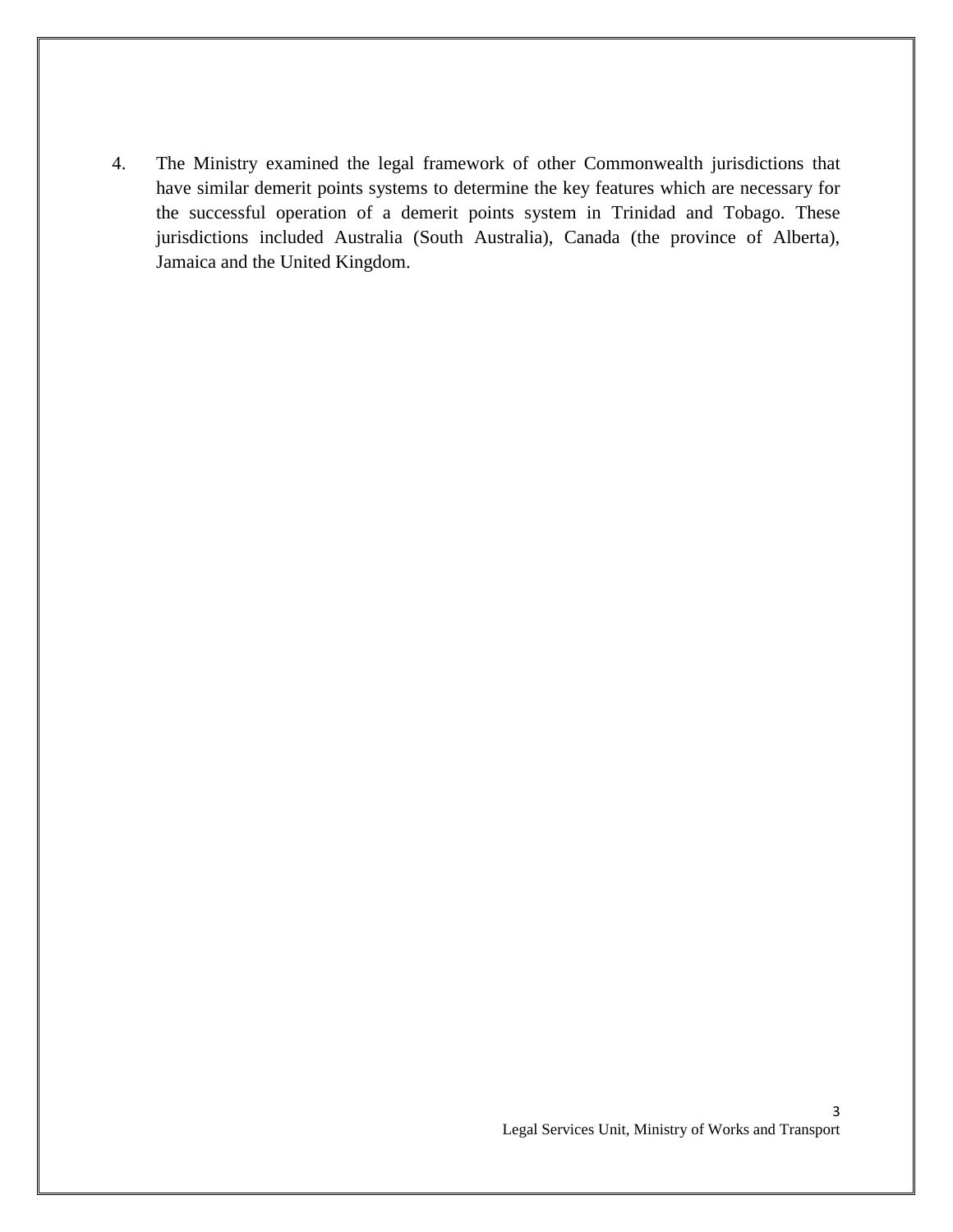4. The Ministry examined the legal framework of other Commonwealth jurisdictions that have similar demerit points systems to determine the key features which are necessary for the successful operation of a demerit points system in Trinidad and Tobago. These jurisdictions included Australia (South Australia), Canada (the province of Alberta), Jamaica and the United Kingdom.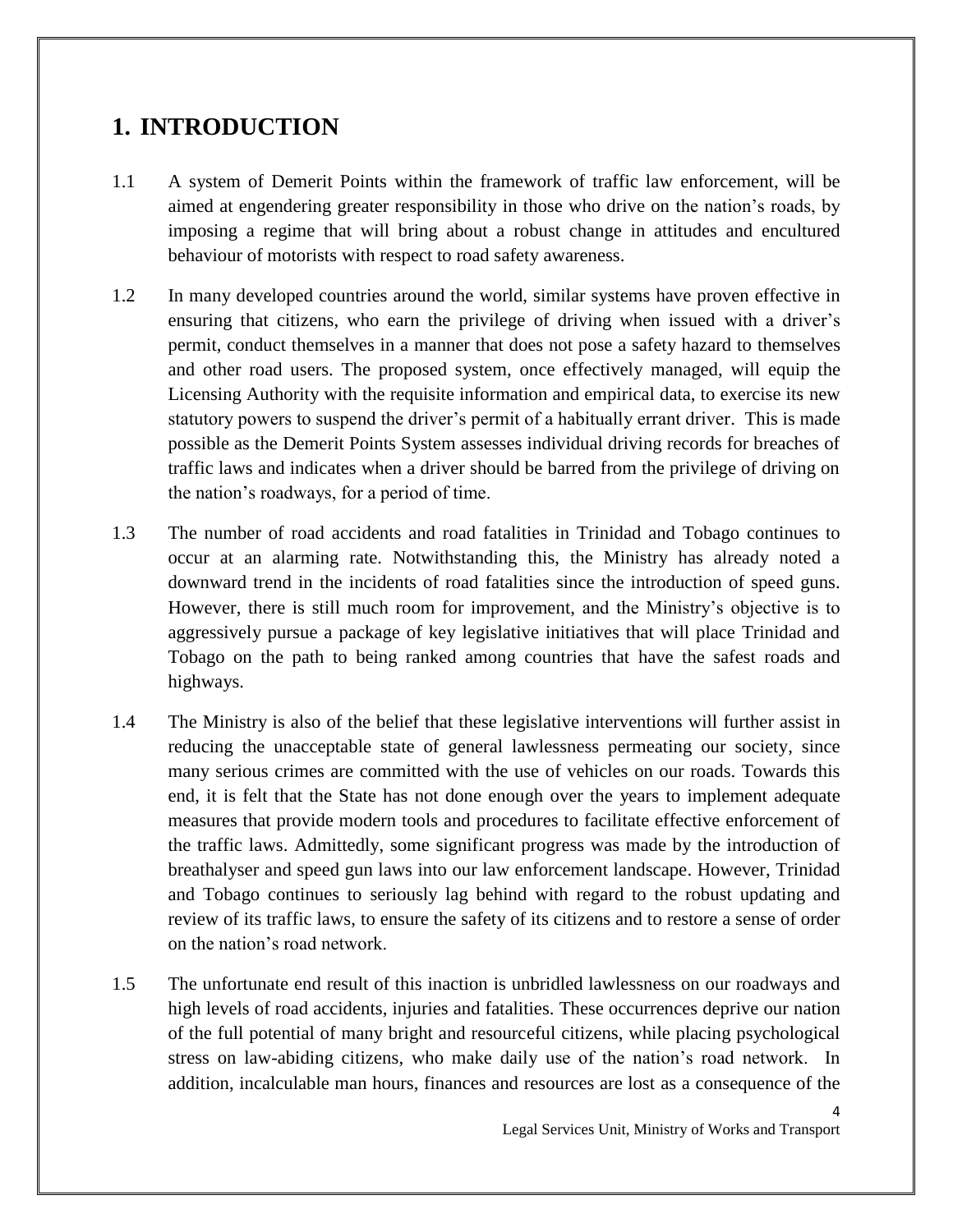# 1. INTRODUCTION

1.1 A system of Demerit Points within the framework of traffic law enforcement, will be aimed at engendering greater responsibility in those who drive on the nation's roads, by imposing a regime that will bring about a robust change in attitudes and encultured behaviour of motorists with respect to road safety awareness.

1.2 In many developed countries around the world, similar systems have proven effective in ensuring that citizens, who earn the privilege of driving when issued with a driver's permit, conduct themselves in a manner that does not pose a safety hazard to themselves and other road users. The proposed system, once effectively managed, will equip the Licensing Authority with the requisite information and empirical data, to exercise its new statutory powers to suspend the driver's permit of a habitually errant driver. This is made possible as the Demerit Points System assesses individual driving records for breaches of traffic laws and indicates when a driver should be barred from the privilege of driving on the nation's roadways, for a period of time.

1.3 The number of road accidents and road fatalities in Trinidad and Tobago continues to occur at an alarming rate. Notwithstanding this, the Ministry has already noted a downward trend in the incidents of road fatalities since the introduction of speed guns. However, there is still much room for improvement, and the Ministry's objective is to aggressively pursue a package of key legislative initiatives that will place Trinidad and Tobago on the path to being ranked among countries that have the safest roads and highways.

1.4 The Ministry is also of the belief that these legislative interventions will further assist in reducing the unacceptable state of general lawlessness permeating our society, since many serious crimes are committed with the use of vehicles on our roads. Towards this end, it is felt that the State has not done enough over the years to implement adequate measures that provide modern tools and procedures to facilitate effective enforcement of the traffic laws. Admittedly, some significant progress was made by the introduction of breathalyser and speed gun laws into our law enforcement landscape. However, Trinidad and Tobago continues to seriously lag behind with regard to the robust updating and review of its traffic laws, to ensure the safety of its citizens and to restore a sense of order on the nation's road network.

1.5 The unfortunate end result of this inaction is unbridled lawlessness on our roadways and high levels of road accidents, injuries and fatalities. These occurrences deprive our nation of the full potential of many bright and resourceful citizens, while placing psychological stress on law-abiding citizens, who make daily use of the nation's road network. In addition, incalculable man hours, finances and resources are lost as a consequence of the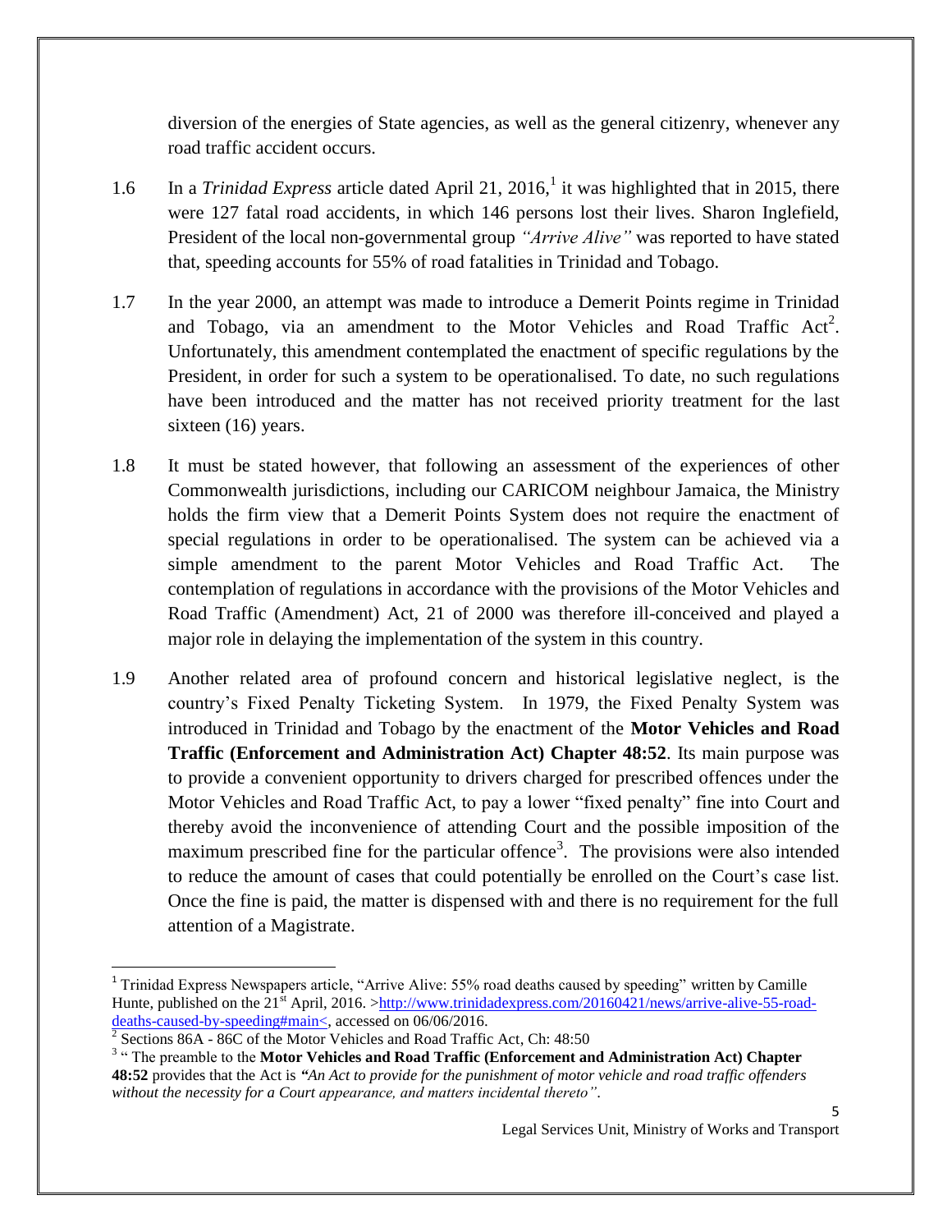diversion of the energies of State agencies, as well as the general citizenry, whenever any road traffic accident occurs.

1.6 In a *Trinidad Express* article dated April 21, 2016,[1] it was highlighted that in 2015, there were 127 fatal road accidents, in which 146 persons lost their lives. Sharon Inglefield, President of the local non-governmental group *"Arrive Alive"* was reported to have stated that, speeding accounts for 55% of road fatalities in Trinidad and Tobago.

1.7 In the year 2000, an attempt was made to introduce a Demerit Points regime in Trinidad and Tobago, via an amendment to the Motor Vehicles and Road Traffic Act[2]. Unfortunately, this amendment contemplated the enactment of specific regulations by the President, in order for such a system to be operationalised. To date, no such regulations have been introduced and the matter has not received priority treatment for the last sixteen (16) years.

1.8 It must be stated however, that following an assessment of the experiences of other Commonwealth jurisdictions, including our CARICOM neighbour Jamaica, the Ministry holds the firm view that a Demerit Points System does not require the enactment of special regulations in order to be operationalised. The system can be achieved via a simple amendment to the parent Motor Vehicles and Road Traffic Act. The contemplation of regulations in accordance with the provisions of the Motor Vehicles and Road Traffic (Amendment) Act, 21 of 2000 was therefore ill-conceived and played a major role in delaying the implementation of the system in this country.

1.9 Another related area of profound concern and historical legislative neglect, is the country's Fixed Penalty Ticketing System. In 1979, the Fixed Penalty System was introduced in Trinidad and Tobago by the enactment of the **Motor Vehicles and Road Traffic (Enforcement and Administration Act) Chapter 48:52**. Its main purpose was to provide a convenient opportunity to drivers charged for prescribed offences under the Motor Vehicles and Road Traffic Act, to pay a lower "fixed penalty" fine into Court and thereby avoid the inconvenience of attending Court and the possible imposition of the maximum prescribed fine for the particular offence[3]. The provisions were also intended to reduce the amount of cases that could potentially be enrolled on the Court's case list. Once the fine is paid, the matter is dispensed with and there is no requirement for the full attention of a Magistrate.

---

[1] Trinidad Express Newspapers article, "Arrive Alive: 55% road deaths caused by speeding" written by Camille Hunte, published on the 21st April, 2016. >http://www.trinidadexpress.com/20160421/news/arrive-alive-55-road-deaths-caused-by-speeding#main<, accessed on 06/06/2016.

[2] Sections 86A - 86C of the Motor Vehicles and Road Traffic Act, Ch: 48:50

[3] " The preamble to the **Motor Vehicles and Road Traffic (Enforcement and Administration Act) Chapter 48:52** provides that the Act is ***"****An Act to provide for the punishment of motor vehicle and road traffic offenders without the necessity for a Court appearance, and matters incidental thereto"*.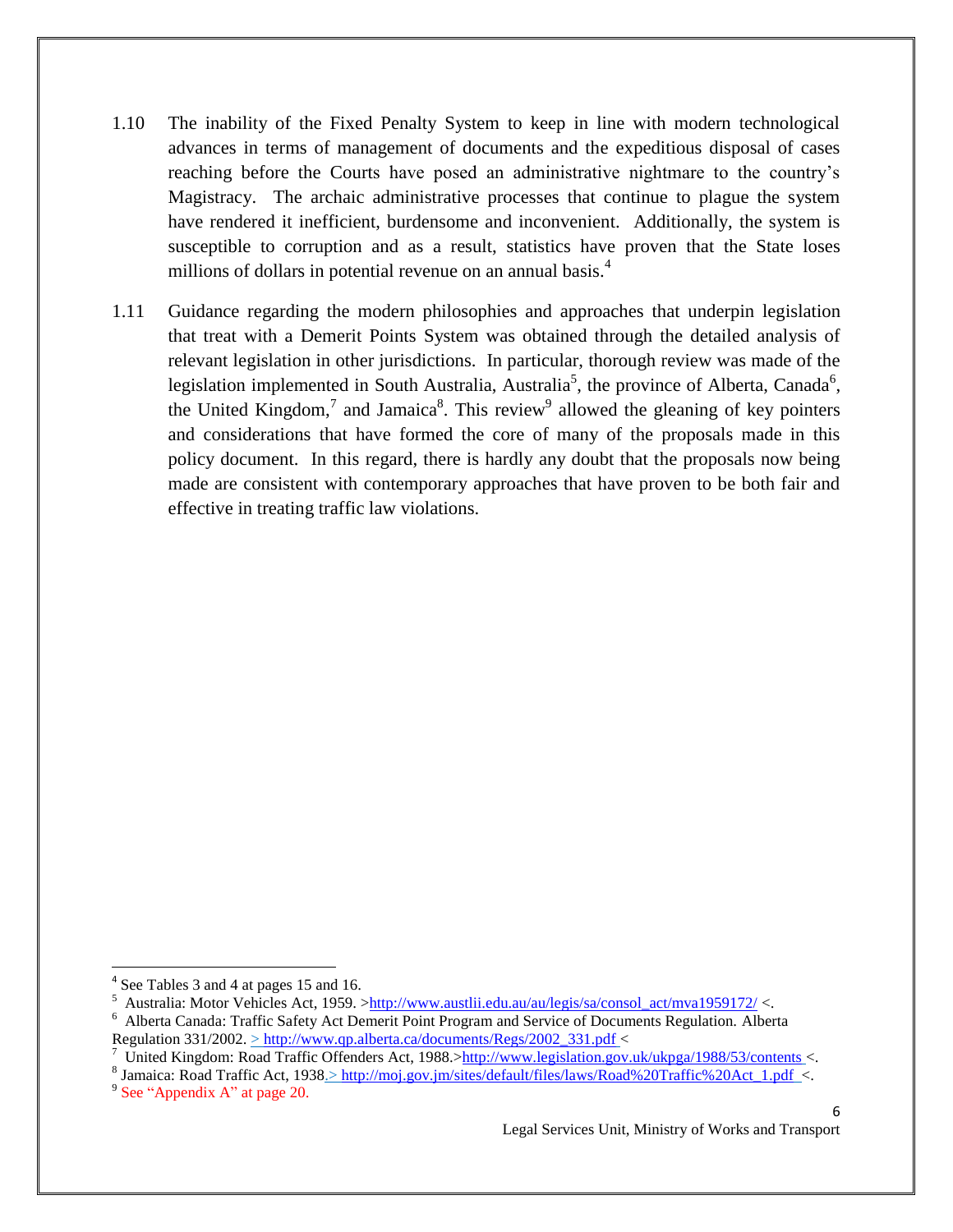1.10 The inability of the Fixed Penalty System to keep in line with modern technological advances in terms of management of documents and the expeditious disposal of cases reaching before the Courts have posed an administrative nightmare to the country's Magistracy. The archaic administrative processes that continue to plague the system have rendered it inefficient, burdensome and inconvenient. Additionally, the system is susceptible to corruption and as a result, statistics have proven that the State loses millions of dollars in potential revenue on an annual basis.[4]

1.11 Guidance regarding the modern philosophies and approaches that underpin legislation that treat with a Demerit Points System was obtained through the detailed analysis of relevant legislation in other jurisdictions. In particular, thorough review was made of the legislation implemented in South Australia, Australia[5], the province of Alberta, Canada[6], the United Kingdom,[7] and Jamaica[8]. This review[9] allowed the gleaning of key pointers and considerations that have formed the core of many of the proposals made in this policy document. In this regard, there is hardly any doubt that the proposals now being made are consistent with contemporary approaches that have proven to be both fair and effective in treating traffic law violations.

---

[4] See Tables 3 and 4 at pages 15 and 16.

[5] Australia: Motor Vehicles Act, 1959. >http://www.austlii.edu.au/au/legis/sa/consol_act/mva1959172/ <.

[6] Alberta Canada: Traffic Safety Act Demerit Point Program and Service of Documents Regulation. Alberta Regulation 331/2002. > http://www.qp.alberta.ca/documents/Regs/2002_331.pdf <

[7] United Kingdom: Road Traffic Offenders Act, 1988.>http://www.legislation.gov.uk/ukpga/1988/53/contents <.

[8] Jamaica: Road Traffic Act, 1938.> http://moj.gov.jm/sites/default/files/laws/Road%20Traffic%20Act_1.pdf <.

[9] See "Appendix A" at page 20.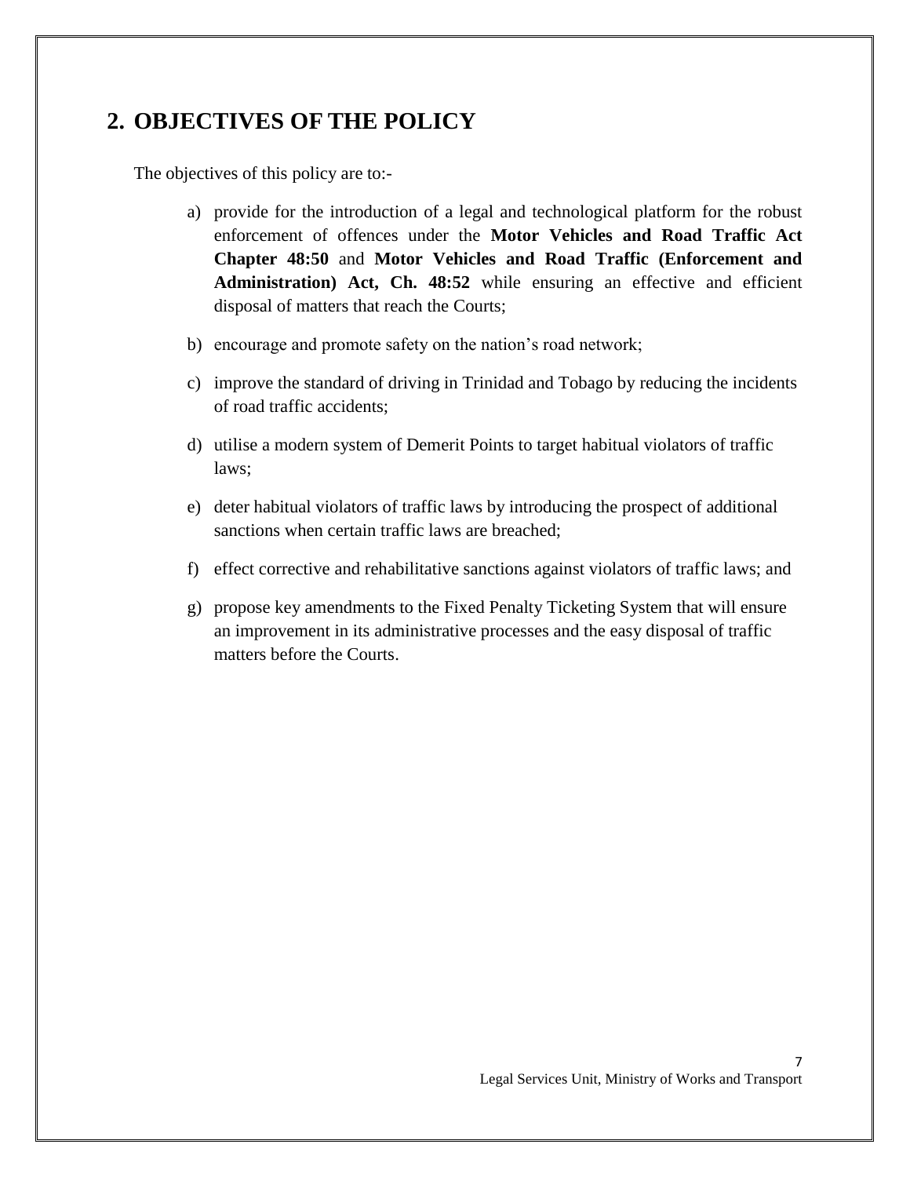## 2. OBJECTIVES OF THE POLICY

The objectives of this policy are to:-

a) provide for the introduction of a legal and technological platform for the robust enforcement of offences under the **Motor Vehicles and Road Traffic Act Chapter 48:50** and **Motor Vehicles and Road Traffic (Enforcement and Administration) Act, Ch. 48:52** while ensuring an effective and efficient disposal of matters that reach the Courts;

b) encourage and promote safety on the nation's road network;

c) improve the standard of driving in Trinidad and Tobago by reducing the incidents of road traffic accidents;

d) utilise a modern system of Demerit Points to target habitual violators of traffic laws;

e) deter habitual violators of traffic laws by introducing the prospect of additional sanctions when certain traffic laws are breached;

f) effect corrective and rehabilitative sanctions against violators of traffic laws; and

g) propose key amendments to the Fixed Penalty Ticketing System that will ensure an improvement in its administrative processes and the easy disposal of traffic matters before the Courts.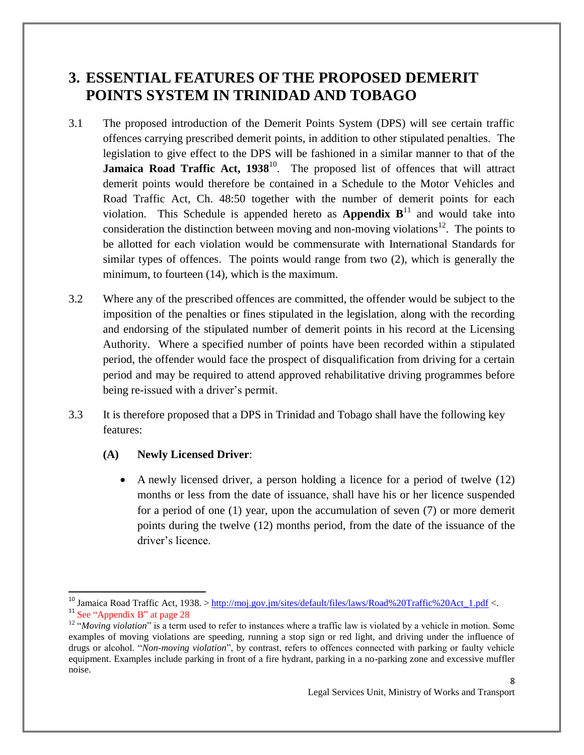# 3. ESSENTIAL FEATURES OF THE PROPOSED DEMERIT POINTS SYSTEM IN TRINIDAD AND TOBAGO

3.1 The proposed introduction of the Demerit Points System (DPS) will see certain traffic offences carrying prescribed demerit points, in addition to other stipulated penalties. The legislation to give effect to the DPS will be fashioned in a similar manner to that of the **Jamaica Road Traffic Act, 1938**[10]. The proposed list of offences that will attract demerit points would therefore be contained in a Schedule to the Motor Vehicles and Road Traffic Act, Ch. 48:50 together with the number of demerit points for each violation. This Schedule is appended hereto as **Appendix B**[11] and would take into consideration the distinction between moving and non-moving violations[12]. The points to be allotted for each violation would be commensurate with International Standards for similar types of offences. The points would range from two (2), which is generally the minimum, to fourteen (14), which is the maximum.

3.2 Where any of the prescribed offences are committed, the offender would be subject to the imposition of the penalties or fines stipulated in the legislation, along with the recording and endorsing of the stipulated number of demerit points in his record at the Licensing Authority. Where a specified number of points have been recorded within a stipulated period, the offender would face the prospect of disqualification from driving for a certain period and may be required to attend approved rehabilitative driving programmes before being re-issued with a driver's permit.

3.3 It is therefore proposed that a DPS in Trinidad and Tobago shall have the following key features:

**(A) Newly Licensed Driver**:

- A newly licensed driver, a person holding a licence for a period of twelve (12) months or less from the date of issuance, shall have his or her licence suspended for a period of one (1) year, upon the accumulation of seven (7) or more demerit points during the twelve (12) months period, from the date of the issuance of the driver's licence.

---

[10] Jamaica Road Traffic Act, 1938. > http://moj.gov.jm/sites/default/files/laws/Road%20Traffic%20Act_1.pdf <.

[11] See "Appendix B" at page 28

[12] "*Moving violation*" is a term used to refer to instances where a traffic law is violated by a vehicle in motion. Some examples of moving violations are speeding, running a stop sign or red light, and driving under the influence of drugs or alcohol. "*Non-moving violation*", by contrast, refers to offences connected with parking or faulty vehicle equipment. Examples include parking in front of a fire hydrant, parking in a no-parking zone and excessive muffler noise.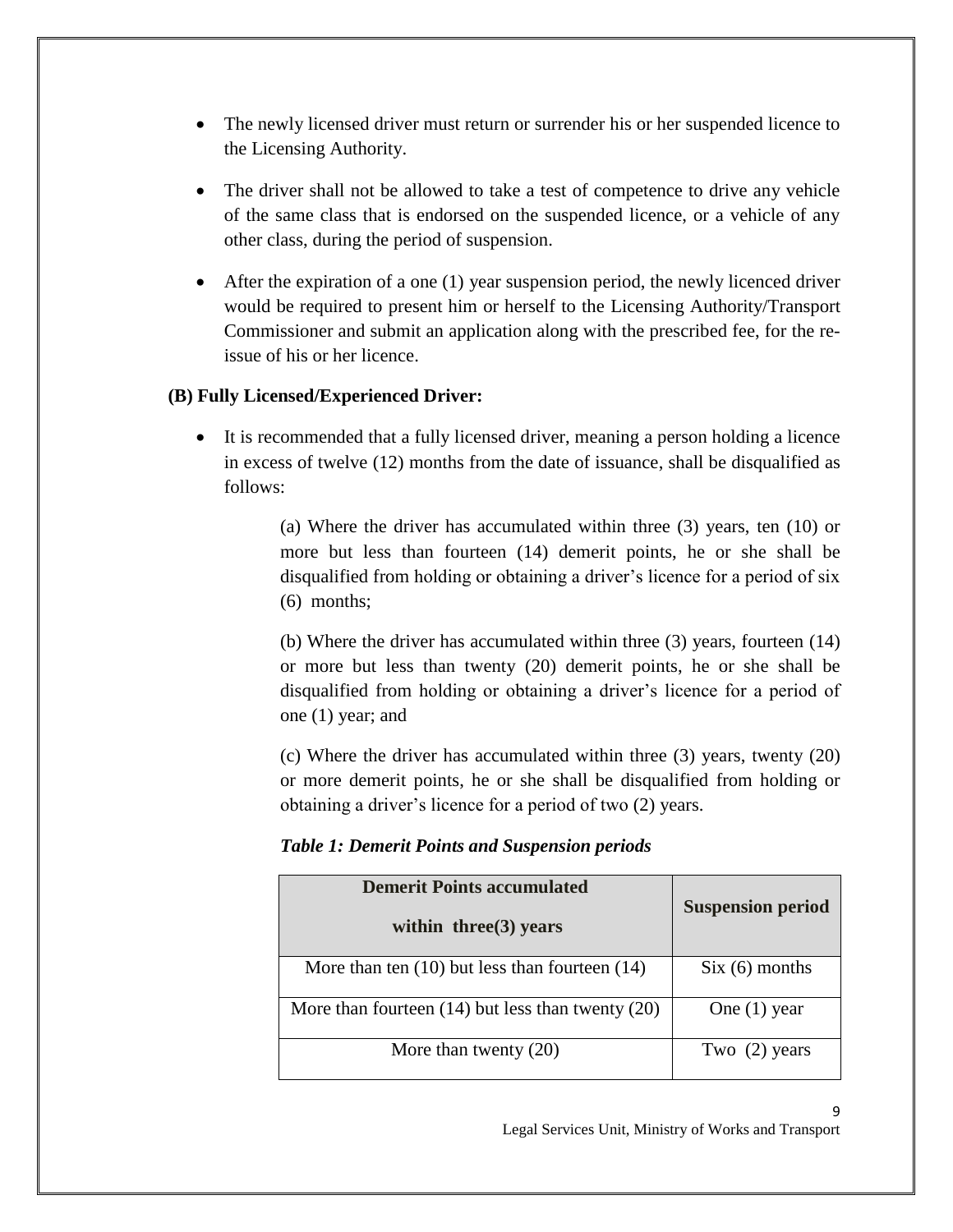- The newly licensed driver must return or surrender his or her suspended licence to the Licensing Authority.
- The driver shall not be allowed to take a test of competence to drive any vehicle of the same class that is endorsed on the suspended licence, or a vehicle of any other class, during the period of suspension.
- After the expiration of a one (1) year suspension period, the newly licenced driver would be required to present him or herself to the Licensing Authority/Transport Commissioner and submit an application along with the prescribed fee, for the re-issue of his or her licence.

**(B) Fully Licensed/Experienced Driver:**

- It is recommended that a fully licensed driver, meaning a person holding a licence in excess of twelve (12) months from the date of issuance, shall be disqualified as follows:

  (a) Where the driver has accumulated within three (3) years, ten (10) or more but less than fourteen (14) demerit points, he or she shall be disqualified from holding or obtaining a driver's licence for a period of six (6) months;

  (b) Where the driver has accumulated within three (3) years, fourteen (14) or more but less than twenty (20) demerit points, he or she shall be disqualified from holding or obtaining a driver's licence for a period of one (1) year; and

  (c) Where the driver has accumulated within three (3) years, twenty (20) or more demerit points, he or she shall be disqualified from holding or obtaining a driver's licence for a period of two (2) years.

***Table 1: Demerit Points and Suspension periods***

| **Demerit Points accumulated within three(3) years** | **Suspension period** |
|---|---|
| More than ten (10) but less than fourteen (14) | Six (6) months |
| More than fourteen (14) but less than twenty (20) | One (1) year |
| More than twenty (20) | Two (2) years |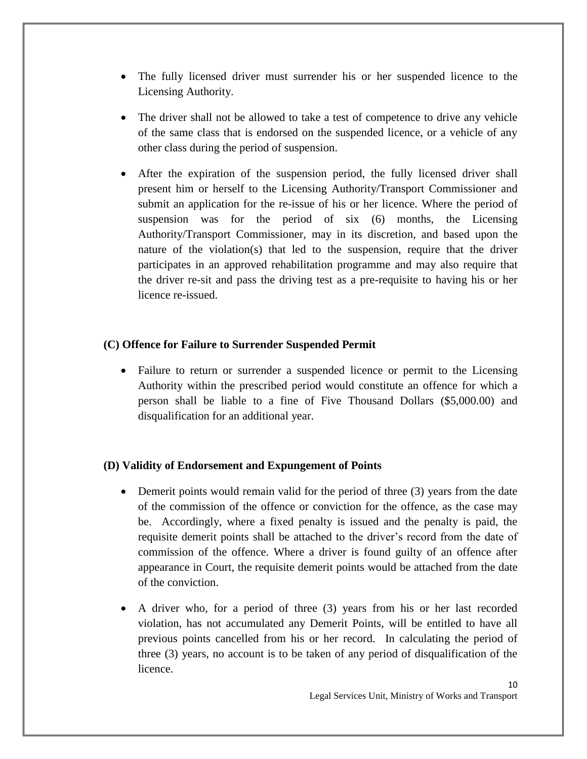- The fully licensed driver must surrender his or her suspended licence to the Licensing Authority.
- The driver shall not be allowed to take a test of competence to drive any vehicle of the same class that is endorsed on the suspended licence, or a vehicle of any other class during the period of suspension.
- After the expiration of the suspension period, the fully licensed driver shall present him or herself to the Licensing Authority/Transport Commissioner and submit an application for the re-issue of his or her licence. Where the period of suspension was for the period of six (6) months, the Licensing Authority/Transport Commissioner, may in its discretion, and based upon the nature of the violation(s) that led to the suspension, require that the driver participates in an approved rehabilitation programme and may also require that the driver re-sit and pass the driving test as a pre-requisite to having his or her licence re-issued.

**(C) Offence for Failure to Surrender Suspended Permit**

- Failure to return or surrender a suspended licence or permit to the Licensing Authority within the prescribed period would constitute an offence for which a person shall be liable to a fine of Five Thousand Dollars ($5,000.00) and disqualification for an additional year.

**(D) Validity of Endorsement and Expungement of Points**

- Demerit points would remain valid for the period of three (3) years from the date of the commission of the offence or conviction for the offence, as the case may be. Accordingly, where a fixed penalty is issued and the penalty is paid, the requisite demerit points shall be attached to the driver's record from the date of commission of the offence. Where a driver is found guilty of an offence after appearance in Court, the requisite demerit points would be attached from the date of the conviction.
- A driver who, for a period of three (3) years from his or her last recorded violation, has not accumulated any Demerit Points, will be entitled to have all previous points cancelled from his or her record. In calculating the period of three (3) years, no account is to be taken of any period of disqualification of the licence.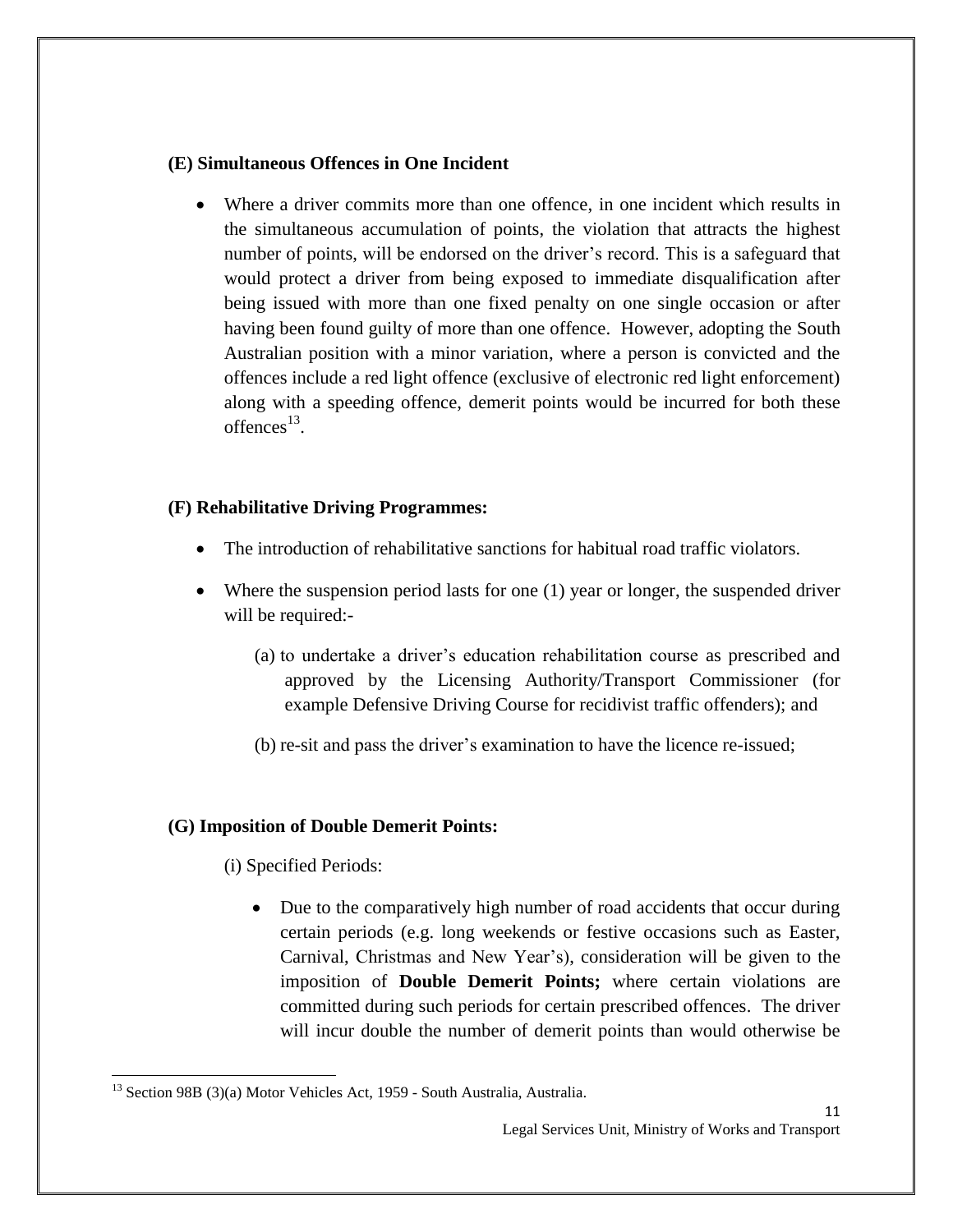**(E) Simultaneous Offences in One Incident**

- Where a driver commits more than one offence, in one incident which results in the simultaneous accumulation of points, the violation that attracts the highest number of points, will be endorsed on the driver's record. This is a safeguard that would protect a driver from being exposed to immediate disqualification after being issued with more than one fixed penalty on one single occasion or after having been found guilty of more than one offence. However, adopting the South Australian position with a minor variation, where a person is convicted and the offences include a red light offence (exclusive of electronic red light enforcement) along with a speeding offence, demerit points would be incurred for both these offences[13].

**(F) Rehabilitative Driving Programmes:**

- The introduction of rehabilitative sanctions for habitual road traffic violators.
- Where the suspension period lasts for one (1) year or longer, the suspended driver will be required:-

  (a) to undertake a driver's education rehabilitation course as prescribed and approved by the Licensing Authority/Transport Commissioner (for example Defensive Driving Course for recidivist traffic offenders); and

  (b) re-sit and pass the driver's examination to have the licence re-issued;

**(G) Imposition of Double Demerit Points:**

(i) Specified Periods:

- Due to the comparatively high number of road accidents that occur during certain periods (e.g. long weekends or festive occasions such as Easter, Carnival, Christmas and New Year's), consideration will be given to the imposition of **Double Demerit Points;** where certain violations are committed during such periods for certain prescribed offences. The driver will incur double the number of demerit points than would otherwise be

[13] Section 98B (3)(a) Motor Vehicles Act, 1959 - South Australia, Australia.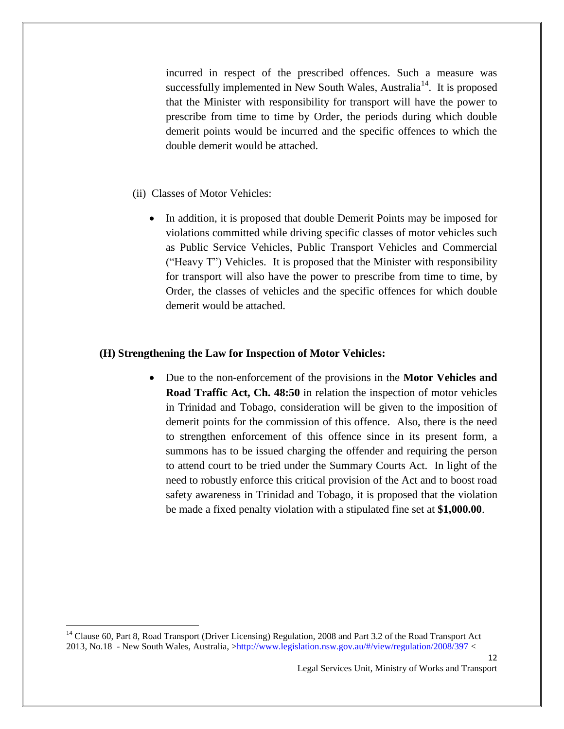incurred in respect of the prescribed offences. Such a measure was successfully implemented in New South Wales, Australia[14]. It is proposed that the Minister with responsibility for transport will have the power to prescribe from time to time by Order, the periods during which double demerit points would be incurred and the specific offences to which the double demerit would be attached.

(ii) Classes of Motor Vehicles:

- In addition, it is proposed that double Demerit Points may be imposed for violations committed while driving specific classes of motor vehicles such as Public Service Vehicles, Public Transport Vehicles and Commercial ("Heavy T") Vehicles. It is proposed that the Minister with responsibility for transport will also have the power to prescribe from time to time, by Order, the classes of vehicles and the specific offences for which double demerit would be attached.

**(H) Strengthening the Law for Inspection of Motor Vehicles:**

- Due to the non-enforcement of the provisions in the **Motor Vehicles and Road Traffic Act, Ch. 48:50** in relation the inspection of motor vehicles in Trinidad and Tobago, consideration will be given to the imposition of demerit points for the commission of this offence. Also, there is the need to strengthen enforcement of this offence since in its present form, a summons has to be issued charging the offender and requiring the person to attend court to be tried under the Summary Courts Act. In light of the need to robustly enforce this critical provision of the Act and to boost road safety awareness in Trinidad and Tobago, it is proposed that the violation be made a fixed penalty violation with a stipulated fine set at **$1,000.00**.

---

[14] Clause 60, Part 8, Road Transport (Driver Licensing) Regulation, 2008 and Part 3.2 of the Road Transport Act 2013, No.18 - New South Wales, Australia, >http://www.legislation.nsw.gov.au/#/view/regulation/2008/397 <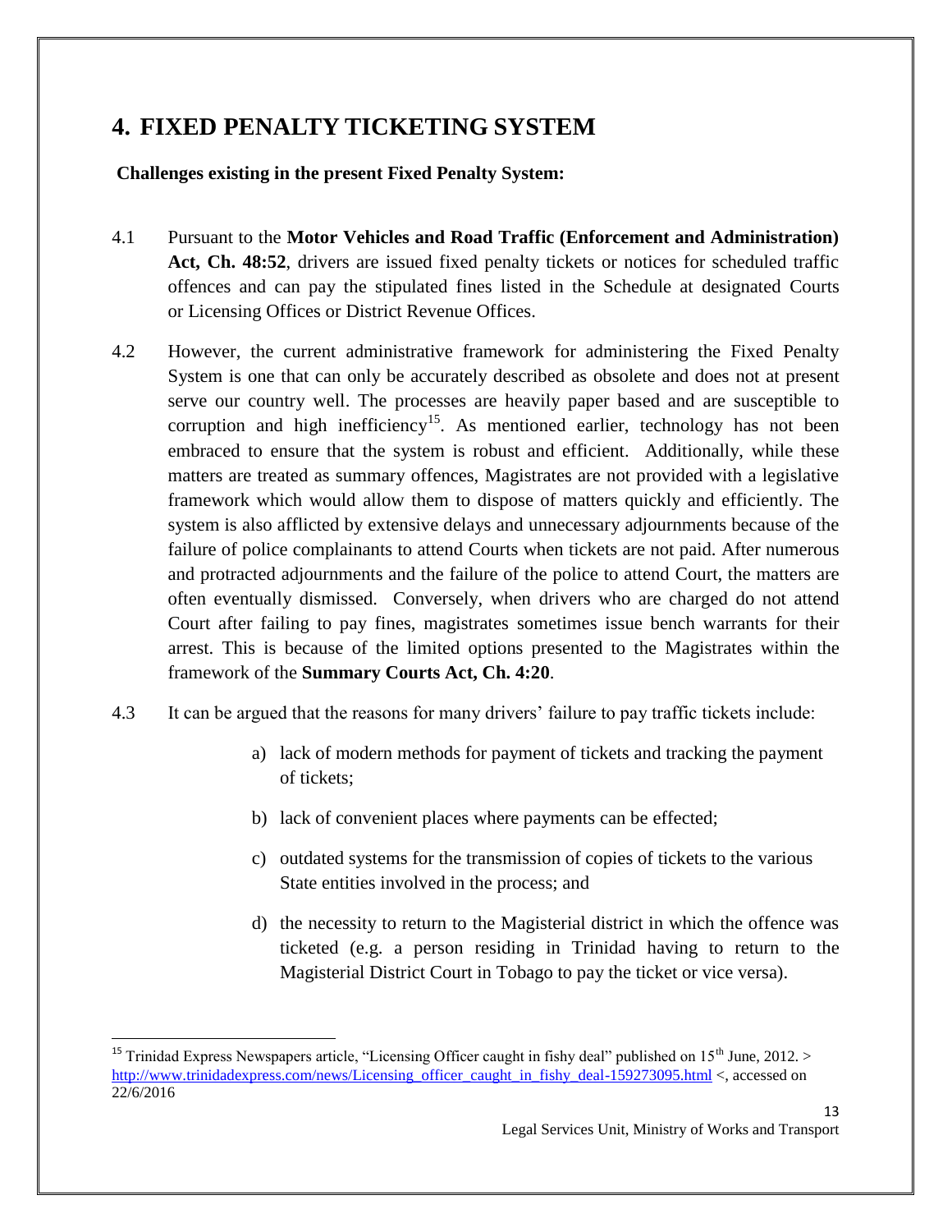# 4. FIXED PENALTY TICKETING SYSTEM

**Challenges existing in the present Fixed Penalty System:**

4.1 Pursuant to the **Motor Vehicles and Road Traffic (Enforcement and Administration) Act, Ch. 48:52**, drivers are issued fixed penalty tickets or notices for scheduled traffic offences and can pay the stipulated fines listed in the Schedule at designated Courts or Licensing Offices or District Revenue Offices.

4.2 However, the current administrative framework for administering the Fixed Penalty System is one that can only be accurately described as obsolete and does not at present serve our country well. The processes are heavily paper based and are susceptible to corruption and high inefficiency[15]. As mentioned earlier, technology has not been embraced to ensure that the system is robust and efficient. Additionally, while these matters are treated as summary offences, Magistrates are not provided with a legislative framework which would allow them to dispose of matters quickly and efficiently. The system is also afflicted by extensive delays and unnecessary adjournments because of the failure of police complainants to attend Courts when tickets are not paid. After numerous and protracted adjournments and the failure of the police to attend Court, the matters are often eventually dismissed. Conversely, when drivers who are charged do not attend Court after failing to pay fines, magistrates sometimes issue bench warrants for their arrest. This is because of the limited options presented to the Magistrates within the framework of the **Summary Courts Act, Ch. 4:20**.

4.3 It can be argued that the reasons for many drivers' failure to pay traffic tickets include:

a) lack of modern methods for payment of tickets and tracking the payment of tickets;

b) lack of convenient places where payments can be effected;

c) outdated systems for the transmission of copies of tickets to the various State entities involved in the process; and

d) the necessity to return to the Magisterial district in which the offence was ticketed (e.g. a person residing in Trinidad having to return to the Magisterial District Court in Tobago to pay the ticket or vice versa).

---

[15] Trinidad Express Newspapers article, "Licensing Officer caught in fishy deal" published on 15th June, 2012. > http://www.trinidadexpress.com/news/Licensing_officer_caught_in_fishy_deal-159273095.html <, accessed on 22/6/2016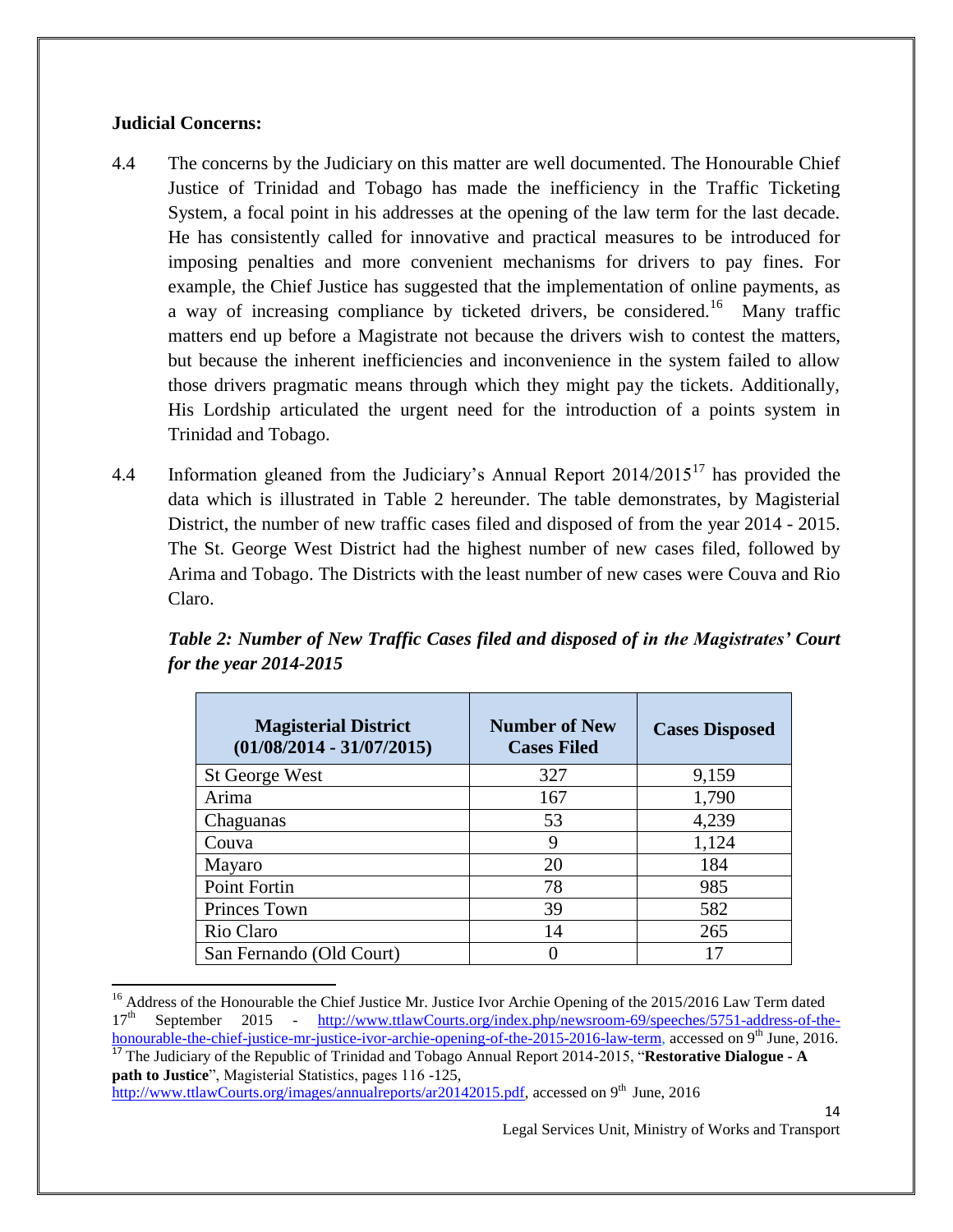**Judicial Concerns:**

4.4 The concerns by the Judiciary on this matter are well documented. The Honourable Chief Justice of Trinidad and Tobago has made the inefficiency in the Traffic Ticketing System, a focal point in his addresses at the opening of the law term for the last decade. He has consistently called for innovative and practical measures to be introduced for imposing penalties and more convenient mechanisms for drivers to pay fines. For example, the Chief Justice has suggested that the implementation of online payments, as a way of increasing compliance by ticketed drivers, be considered.[16] Many traffic matters end up before a Magistrate not because the drivers wish to contest the matters, but because the inherent inefficiencies and inconvenience in the system failed to allow those drivers pragmatic means through which they might pay the tickets. Additionally, His Lordship articulated the urgent need for the introduction of a points system in Trinidad and Tobago.

4.4 Information gleaned from the Judiciary's Annual Report 2014/2015[17] has provided the data which is illustrated in Table 2 hereunder. The table demonstrates, by Magisterial District, the number of new traffic cases filed and disposed of from the year 2014 - 2015. The St. George West District had the highest number of new cases filed, followed by Arima and Tobago. The Districts with the least number of new cases were Couva and Rio Claro.

***Table 2: Number of New Traffic Cases filed and disposed of in the Magistrates' Court for the year 2014-2015***

| Magisterial District (01/08/2014 - 31/07/2015) | Number of New Cases Filed | Cases Disposed |
|---|---|---|
| St George West | 327 | 9,159 |
| Arima | 167 | 1,790 |
| Chaguanas | 53 | 4,239 |
| Couva | 9 | 1,124 |
| Mayaro | 20 | 184 |
| Point Fortin | 78 | 985 |
| Princes Town | 39 | 582 |
| Rio Claro | 14 | 265 |
| San Fernando (Old Court) | 0 | 17 |

---

[16] Address of the Honourable the Chief Justice Mr. Justice Ivor Archie Opening of the 2015/2016 Law Term dated 17th September 2015 - http://www.ttlawCourts.org/index.php/newsroom-69/speeches/5751-address-of-the-honourable-the-chief-justice-mr-justice-ivor-archie-opening-of-the-2015-2016-law-term, accessed on 9th June, 2016.

[17] The Judiciary of the Republic of Trinidad and Tobago Annual Report 2014-2015, "**Restorative Dialogue - A path to Justice**", Magisterial Statistics, pages 116 -125, http://www.ttlawCourts.org/images/annualreports/ar20142015.pdf, accessed on 9th June, 2016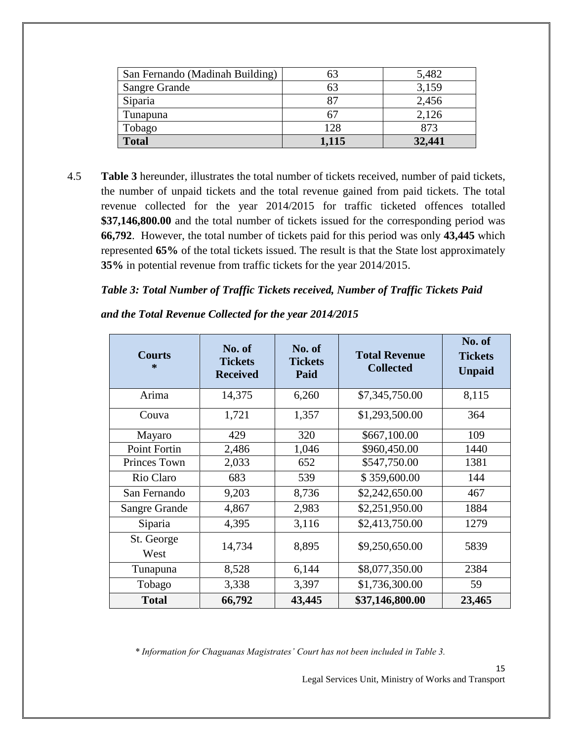| San Fernando (Madinah Building) | 63 | 5,482 |
|---|---|---|
| Sangre Grande | 63 | 3,159 |
| Siparia | 87 | 2,456 |
| Tunapuna | 67 | 2,126 |
| Tobago | 128 | 873 |
| **Total** | **1,115** | **32,441** |

4.5 **Table 3** hereunder, illustrates the total number of tickets received, number of paid tickets, the number of unpaid tickets and the total revenue gained from paid tickets. The total revenue collected for the year 2014/2015 for traffic ticketed offences totalled **$37,146,800.00** and the total number of tickets issued for the corresponding period was **66,792**. However, the total number of tickets paid for this period was only **43,445** which represented **65%** of the total tickets issued. The result is that the State lost approximately **35%** in potential revenue from traffic tickets for the year 2014/2015.

***Table 3: Total Number of Traffic Tickets received, Number of Traffic Tickets Paid and the Total Revenue Collected for the year 2014/2015***

| Courts * | No. of Tickets Received | No. of Tickets Paid | Total Revenue Collected | No. of Tickets Unpaid |
|---|---|---|---|---|
| Arima | 14,375 | 6,260 | $7,345,750.00 | 8,115 |
| Couva | 1,721 | 1,357 | $1,293,500.00 | 364 |
| Mayaro | 429 | 320 | $667,100.00 | 109 |
| Point Fortin | 2,486 | 1,046 | $960,450.00 | 1440 |
| Princes Town | 2,033 | 652 | $547,750.00 | 1381 |
| Rio Claro | 683 | 539 | $ 359,600.00 | 144 |
| San Fernando | 9,203 | 8,736 | $2,242,650.00 | 467 |
| Sangre Grande | 4,867 | 2,983 | $2,251,950.00 | 1884 |
| Siparia | 4,395 | 3,116 | $2,413,750.00 | 1279 |
| St. George West | 14,734 | 8,895 | $9,250,650.00 | 5839 |
| Tunapuna | 8,528 | 6,144 | $8,077,350.00 | 2384 |
| Tobago | 3,338 | 3,397 | $1,736,300.00 | 59 |
| **Total** | **66,792** | **43,445** | **$37,146,800.00** | **23,465** |

*\* Information for Chaguanas Magistrates' Court has not been included in Table 3.*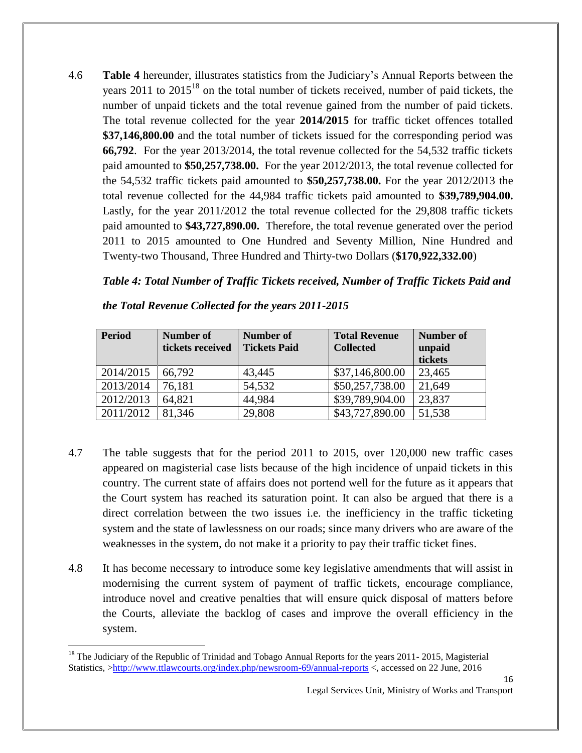4.6 **Table 4** hereunder, illustrates statistics from the Judiciary's Annual Reports between the years 2011 to 2015[18] on the total number of tickets received, number of paid tickets, the number of unpaid tickets and the total revenue gained from the number of paid tickets. The total revenue collected for the year **2014/2015** for traffic ticket offences totalled **$37,146,800.00** and the total number of tickets issued for the corresponding period was **66,792**. For the year 2013/2014, the total revenue collected for the 54,532 traffic tickets paid amounted to **$50,257,738.00.** For the year 2012/2013, the total revenue collected for the 54,532 traffic tickets paid amounted to **$50,257,738.00.** For the year 2012/2013 the total revenue collected for the 44,984 traffic tickets paid amounted to **$39,789,904.00.** Lastly, for the year 2011/2012 the total revenue collected for the 29,808 traffic tickets paid amounted to **$43,727,890.00.** Therefore, the total revenue generated over the period 2011 to 2015 amounted to One Hundred and Seventy Million, Nine Hundred and Twenty-two Thousand, Three Hundred and Thirty-two Dollars (**$170,922,332.00**)

***Table 4: Total Number of Traffic Tickets received, Number of Traffic Tickets Paid and the Total Revenue Collected for the years 2011-2015***

| Period | Number of tickets received | Number of Tickets Paid | Total Revenue Collected | Number of unpaid tickets |
|---|---|---|---|---|
| 2014/2015 | 66,792 | 43,445 | $37,146,800.00 | 23,465 |
| 2013/2014 | 76,181 | 54,532 | $50,257,738.00 | 21,649 |
| 2012/2013 | 64,821 | 44,984 | $39,789,904.00 | 23,837 |
| 2011/2012 | 81,346 | 29,808 | $43,727,890.00 | 51,538 |

4.7 The table suggests that for the period 2011 to 2015, over 120,000 new traffic cases appeared on magisterial case lists because of the high incidence of unpaid tickets in this country. The current state of affairs does not portend well for the future as it appears that the Court system has reached its saturation point. It can also be argued that there is a direct correlation between the two issues i.e. the inefficiency in the traffic ticketing system and the state of lawlessness on our roads; since many drivers who are aware of the weaknesses in the system, do not make it a priority to pay their traffic ticket fines.

4.8 It has become necessary to introduce some key legislative amendments that will assist in modernising the current system of payment of traffic tickets, encourage compliance, introduce novel and creative penalties that will ensure quick disposal of matters before the Courts, alleviate the backlog of cases and improve the overall efficiency in the system.

[18] The Judiciary of the Republic of Trinidad and Tobago Annual Reports for the years 2011- 2015, Magisterial Statistics, >http://www.ttlawcourts.org/index.php/newsroom-69/annual-reports <, accessed on 22 June, 2016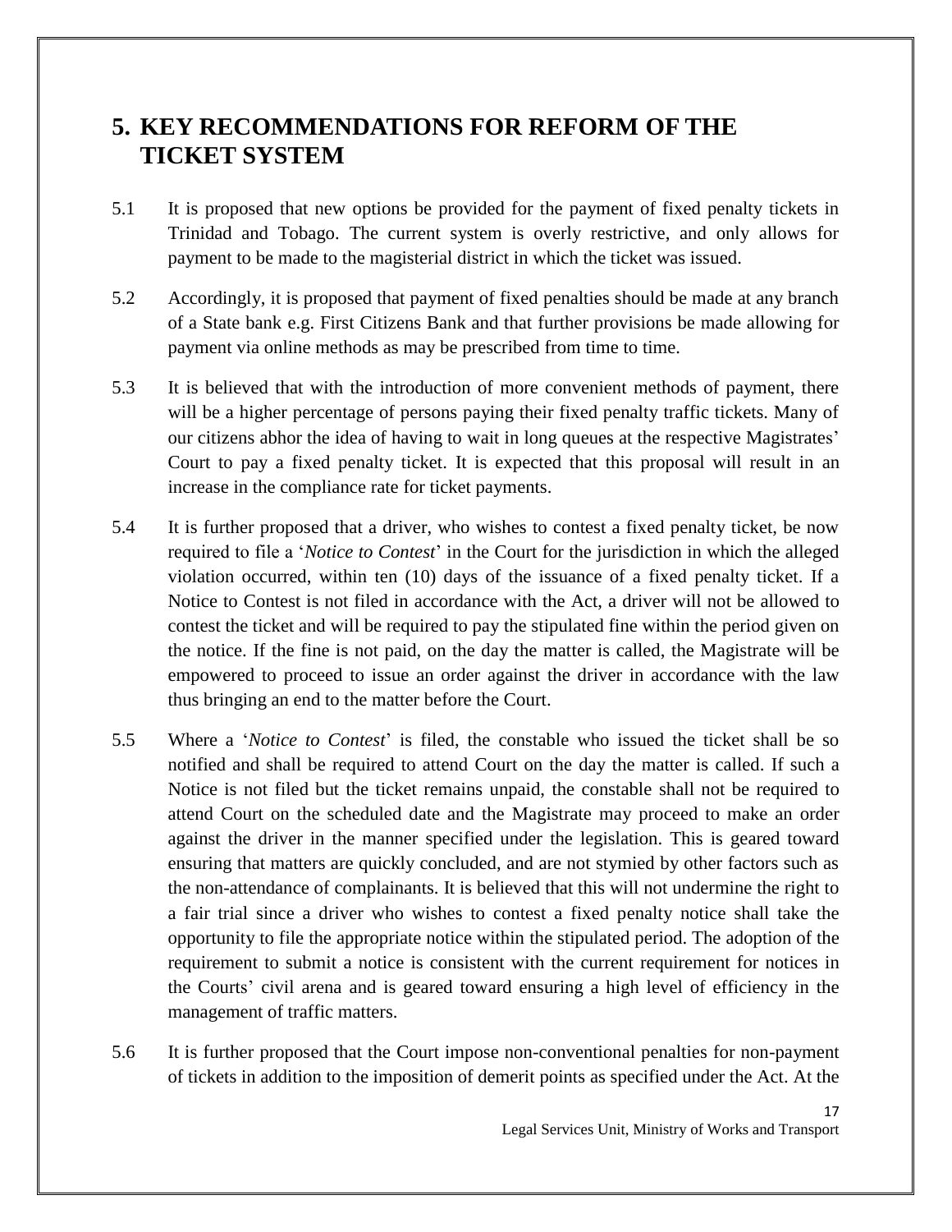# 5. KEY RECOMMENDATIONS FOR REFORM OF THE TICKET SYSTEM

5.1 It is proposed that new options be provided for the payment of fixed penalty tickets in Trinidad and Tobago. The current system is overly restrictive, and only allows for payment to be made to the magisterial district in which the ticket was issued.

5.2 Accordingly, it is proposed that payment of fixed penalties should be made at any branch of a State bank e.g. First Citizens Bank and that further provisions be made allowing for payment via online methods as may be prescribed from time to time.

5.3 It is believed that with the introduction of more convenient methods of payment, there will be a higher percentage of persons paying their fixed penalty traffic tickets. Many of our citizens abhor the idea of having to wait in long queues at the respective Magistrates' Court to pay a fixed penalty ticket. It is expected that this proposal will result in an increase in the compliance rate for ticket payments.

5.4 It is further proposed that a driver, who wishes to contest a fixed penalty ticket, be now required to file a '*Notice to Contest*' in the Court for the jurisdiction in which the alleged violation occurred, within ten (10) days of the issuance of a fixed penalty ticket. If a Notice to Contest is not filed in accordance with the Act, a driver will not be allowed to contest the ticket and will be required to pay the stipulated fine within the period given on the notice. If the fine is not paid, on the day the matter is called, the Magistrate will be empowered to proceed to issue an order against the driver in accordance with the law thus bringing an end to the matter before the Court.

5.5 Where a '*Notice to Contest*' is filed, the constable who issued the ticket shall be so notified and shall be required to attend Court on the day the matter is called. If such a Notice is not filed but the ticket remains unpaid, the constable shall not be required to attend Court on the scheduled date and the Magistrate may proceed to make an order against the driver in the manner specified under the legislation. This is geared toward ensuring that matters are quickly concluded, and are not stymied by other factors such as the non-attendance of complainants. It is believed that this will not undermine the right to a fair trial since a driver who wishes to contest a fixed penalty notice shall take the opportunity to file the appropriate notice within the stipulated period. The adoption of the requirement to submit a notice is consistent with the current requirement for notices in the Courts' civil arena and is geared toward ensuring a high level of efficiency in the management of traffic matters.

5.6 It is further proposed that the Court impose non-conventional penalties for non-payment of tickets in addition to the imposition of demerit points as specified under the Act. At the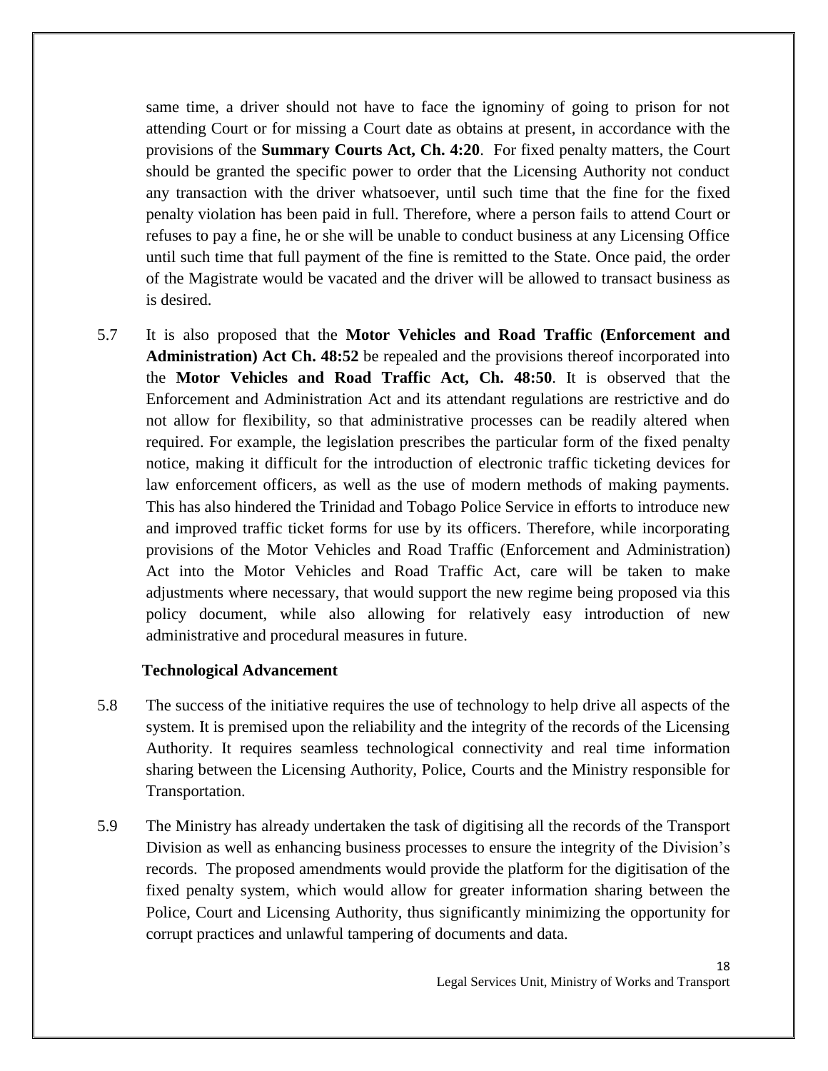same time, a driver should not have to face the ignominy of going to prison for not attending Court or for missing a Court date as obtains at present, in accordance with the provisions of the **Summary Courts Act, Ch. 4:20**. For fixed penalty matters, the Court should be granted the specific power to order that the Licensing Authority not conduct any transaction with the driver whatsoever, until such time that the fine for the fixed penalty violation has been paid in full. Therefore, where a person fails to attend Court or refuses to pay a fine, he or she will be unable to conduct business at any Licensing Office until such time that full payment of the fine is remitted to the State. Once paid, the order of the Magistrate would be vacated and the driver will be allowed to transact business as is desired.

5.7 It is also proposed that the **Motor Vehicles and Road Traffic (Enforcement and Administration) Act Ch. 48:52** be repealed and the provisions thereof incorporated into the **Motor Vehicles and Road Traffic Act, Ch. 48:50**. It is observed that the Enforcement and Administration Act and its attendant regulations are restrictive and do not allow for flexibility, so that administrative processes can be readily altered when required. For example, the legislation prescribes the particular form of the fixed penalty notice, making it difficult for the introduction of electronic traffic ticketing devices for law enforcement officers, as well as the use of modern methods of making payments. This has also hindered the Trinidad and Tobago Police Service in efforts to introduce new and improved traffic ticket forms for use by its officers. Therefore, while incorporating provisions of the Motor Vehicles and Road Traffic (Enforcement and Administration) Act into the Motor Vehicles and Road Traffic Act, care will be taken to make adjustments where necessary, that would support the new regime being proposed via this policy document, while also allowing for relatively easy introduction of new administrative and procedural measures in future.

**Technological Advancement**

5.8 The success of the initiative requires the use of technology to help drive all aspects of the system. It is premised upon the reliability and the integrity of the records of the Licensing Authority. It requires seamless technological connectivity and real time information sharing between the Licensing Authority, Police, Courts and the Ministry responsible for Transportation.

5.9 The Ministry has already undertaken the task of digitising all the records of the Transport Division as well as enhancing business processes to ensure the integrity of the Division's records. The proposed amendments would provide the platform for the digitisation of the fixed penalty system, which would allow for greater information sharing between the Police, Court and Licensing Authority, thus significantly minimizing the opportunity for corrupt practices and unlawful tampering of documents and data.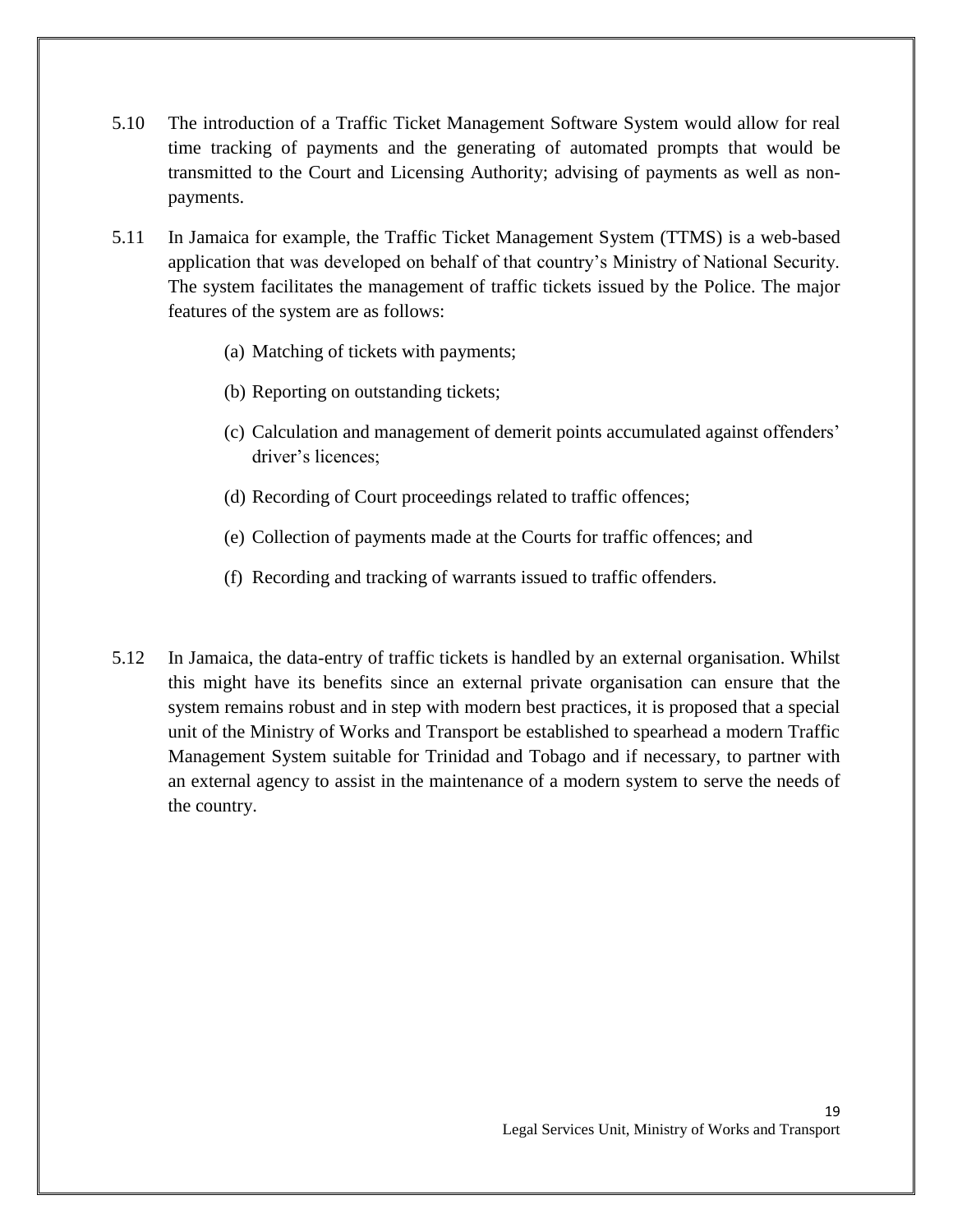5.10 The introduction of a Traffic Ticket Management Software System would allow for real time tracking of payments and the generating of automated prompts that would be transmitted to the Court and Licensing Authority; advising of payments as well as non-payments.

5.11 In Jamaica for example, the Traffic Ticket Management System (TTMS) is a web-based application that was developed on behalf of that country's Ministry of National Security. The system facilitates the management of traffic tickets issued by the Police. The major features of the system are as follows:

(a) Matching of tickets with payments;

(b) Reporting on outstanding tickets;

(c) Calculation and management of demerit points accumulated against offenders' driver's licences;

(d) Recording of Court proceedings related to traffic offences;

(e) Collection of payments made at the Courts for traffic offences; and

(f) Recording and tracking of warrants issued to traffic offenders.

5.12 In Jamaica, the data-entry of traffic tickets is handled by an external organisation. Whilst this might have its benefits since an external private organisation can ensure that the system remains robust and in step with modern best practices, it is proposed that a special unit of the Ministry of Works and Transport be established to spearhead a modern Traffic Management System suitable for Trinidad and Tobago and if necessary, to partner with an external agency to assist in the maintenance of a modern system to serve the needs of the country.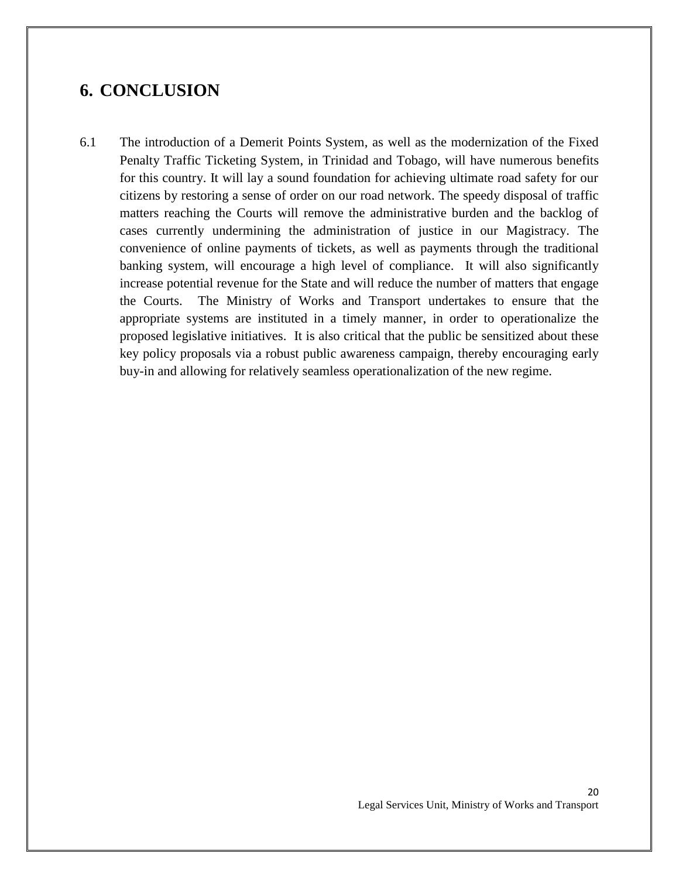# 6. CONCLUSION

6.1 The introduction of a Demerit Points System, as well as the modernization of the Fixed Penalty Traffic Ticketing System, in Trinidad and Tobago, will have numerous benefits for this country. It will lay a sound foundation for achieving ultimate road safety for our citizens by restoring a sense of order on our road network. The speedy disposal of traffic matters reaching the Courts will remove the administrative burden and the backlog of cases currently undermining the administration of justice in our Magistracy. The convenience of online payments of tickets, as well as payments through the traditional banking system, will encourage a high level of compliance. It will also significantly increase potential revenue for the State and will reduce the number of matters that engage the Courts. The Ministry of Works and Transport undertakes to ensure that the appropriate systems are instituted in a timely manner, in order to operationalize the proposed legislative initiatives. It is also critical that the public be sensitized about these key policy proposals via a robust public awareness campaign, thereby encouraging early buy-in and allowing for relatively seamless operationalization of the new regime.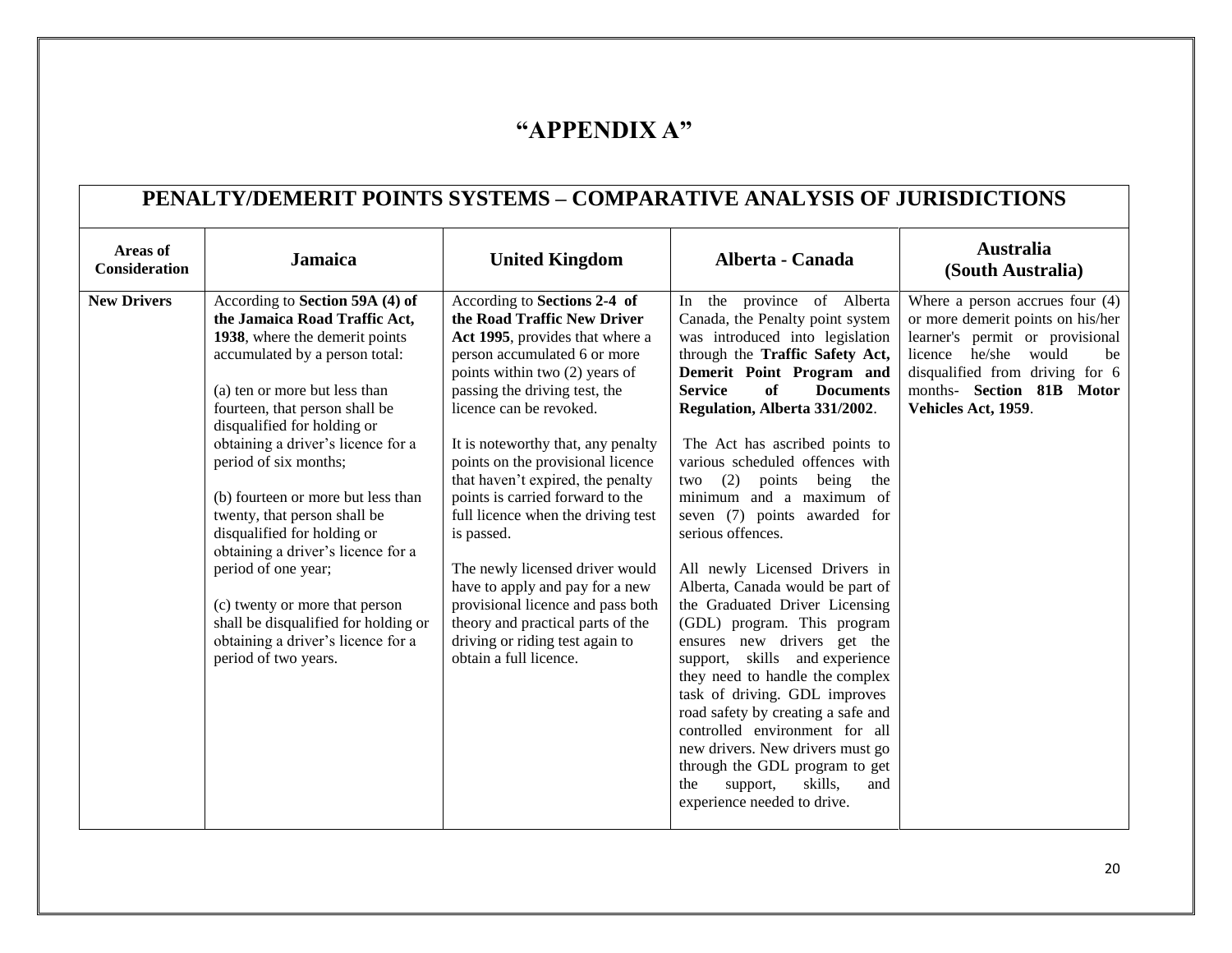# "APPENDIX A"

| PENALTY/DEMERIT POINTS SYSTEMS – COMPARATIVE ANALYSIS OF JURISDICTIONS | | | | |
|---|---|---|---|---|
| **Areas of Consideration** | **Jamaica** | **United Kingdom** | **Alberta - Canada** | **Australia (South Australia)** |
| **New Drivers** | According to **Section 59A (4) of the Jamaica Road Traffic Act, 1938**, where the demerit points accumulated by a person total:<br><br>(a) ten or more but less than fourteen, that person shall be disqualified for holding or obtaining a driver's licence for a period of six months;<br><br>(b) fourteen or more but less than twenty, that person shall be disqualified for holding or obtaining a driver's licence for a period of one year;<br><br>(c) twenty or more that person shall be disqualified for holding or obtaining a driver's licence for a period of two years. | According to **Sections 2-4 of the Road Traffic New Driver Act 1995**, provides that where a person accumulated 6 or more points within two (2) years of passing the driving test, the licence can be revoked.<br><br>It is noteworthy that, any penalty points on the provisional licence that haven't expired, the penalty points is carried forward to the full licence when the driving test is passed.<br><br>The newly licensed driver would have to apply and pay for a new provisional licence and pass both theory and practical parts of the driving or riding test again to obtain a full licence. | In the province of Alberta Canada, the Penalty point system was introduced into legislation through the **Traffic Safety Act, Demerit Point Program and Service of Documents Regulation, Alberta 331/2002**.<br><br>The Act has ascribed points to various scheduled offences with two (2) points being the minimum and a maximum of seven (7) points awarded for serious offences.<br><br>All newly Licensed Drivers in Alberta, Canada would be part of the Graduated Driver Licensing (GDL) program. This program ensures new drivers get the support, skills and experience they need to handle the complex task of driving. GDL improves road safety by creating a safe and controlled environment for all new drivers. New drivers must go through the GDL program to get the support, skills, and experience needed to drive. | Where a person accrues four (4) or more demerit points on his/her learner's permit or provisional licence he/she would be disqualified from driving for 6 months- **Section 81B Motor Vehicles Act, 1959**. |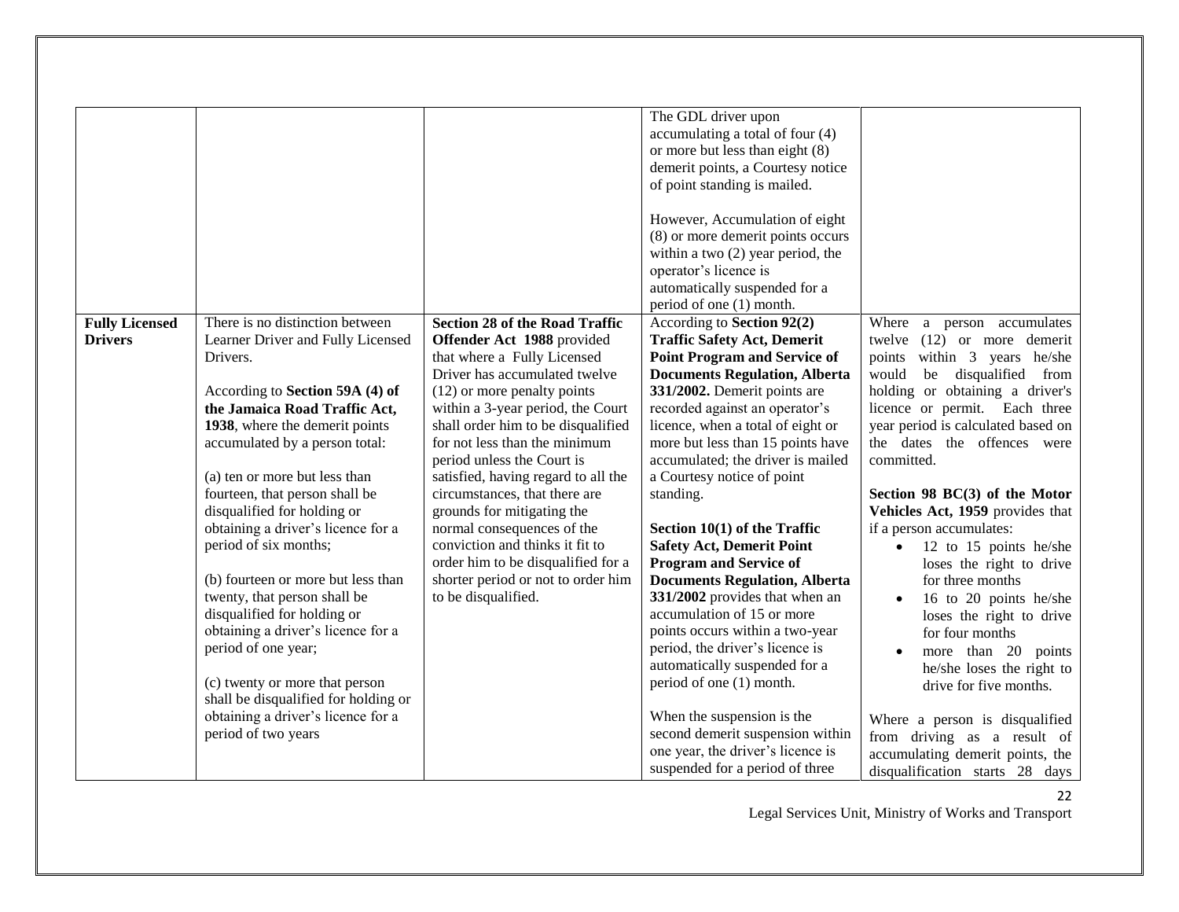| | | | | |
|---|---|---|---|---|
| | | | The GDL driver upon accumulating a total of four (4) or more but less than eight (8) demerit points, a Courtesy notice of point standing is mailed.<br><br>However, Accumulation of eight (8) or more demerit points occurs within a two (2) year period, the operator's licence is automatically suspended for a period of one (1) month. | |
| **Fully Licensed Drivers** | There is no distinction between Learner Driver and Fully Licensed Drivers.<br><br>According to **Section 59A (4) of the Jamaica Road Traffic Act, 1938**, where the demerit points accumulated by a person total:<br><br>(a) ten or more but less than fourteen, that person shall be disqualified for holding or obtaining a driver's licence for a period of six months;<br><br>(b) fourteen or more but less than twenty, that person shall be disqualified for holding or obtaining a driver's licence for a period of one year;<br><br>(c) twenty or more that person shall be disqualified for holding or obtaining a driver's licence for a period of two years | **Section 28 of the Road Traffic Offender Act 1988** provided that where a Fully Licensed Driver has accumulated twelve (12) or more penalty points within a 3-year period, the Court shall order him to be disqualified for not less than the minimum period unless the Court is satisfied, having regard to all the circumstances, that there are grounds for mitigating the normal consequences of the conviction and thinks it fit to order him to be disqualified for a shorter period or not to order him to be disqualified. | According to **Section 92(2) Traffic Safety Act, Demerit Point Program and Service of Documents Regulation, Alberta 331/2002.** Demerit points are recorded against an operator's licence, when a total of eight or more but less than 15 points have accumulated; the driver is mailed a Courtesy notice of point standing.<br><br>**Section 10(1) of the Traffic Safety Act, Demerit Point Program and Service of Documents Regulation, Alberta 331/2002** provides that when an accumulation of 15 or more points occurs within a two-year period, the driver's licence is automatically suspended for a period of one (1) month.<br><br>When the suspension is the second demerit suspension within one year, the driver's licence is suspended for a period of three | Where a person accumulates twelve (12) or more demerit points within 3 years he/she would be disqualified from holding or obtaining a driver's licence or permit. Each three year period is calculated based on the dates the offences were committed.<br><br>**Section 98 BC(3) of the Motor Vehicles Act, 1959** provides that if a person accumulates:<br>• 12 to 15 points he/she loses the right to drive for three months<br>• 16 to 20 points he/she loses the right to drive for four months<br>• more than 20 points he/she loses the right to drive for five months.<br><br>Where a person is disqualified from driving as a result of accumulating demerit points, the disqualification starts 28 days |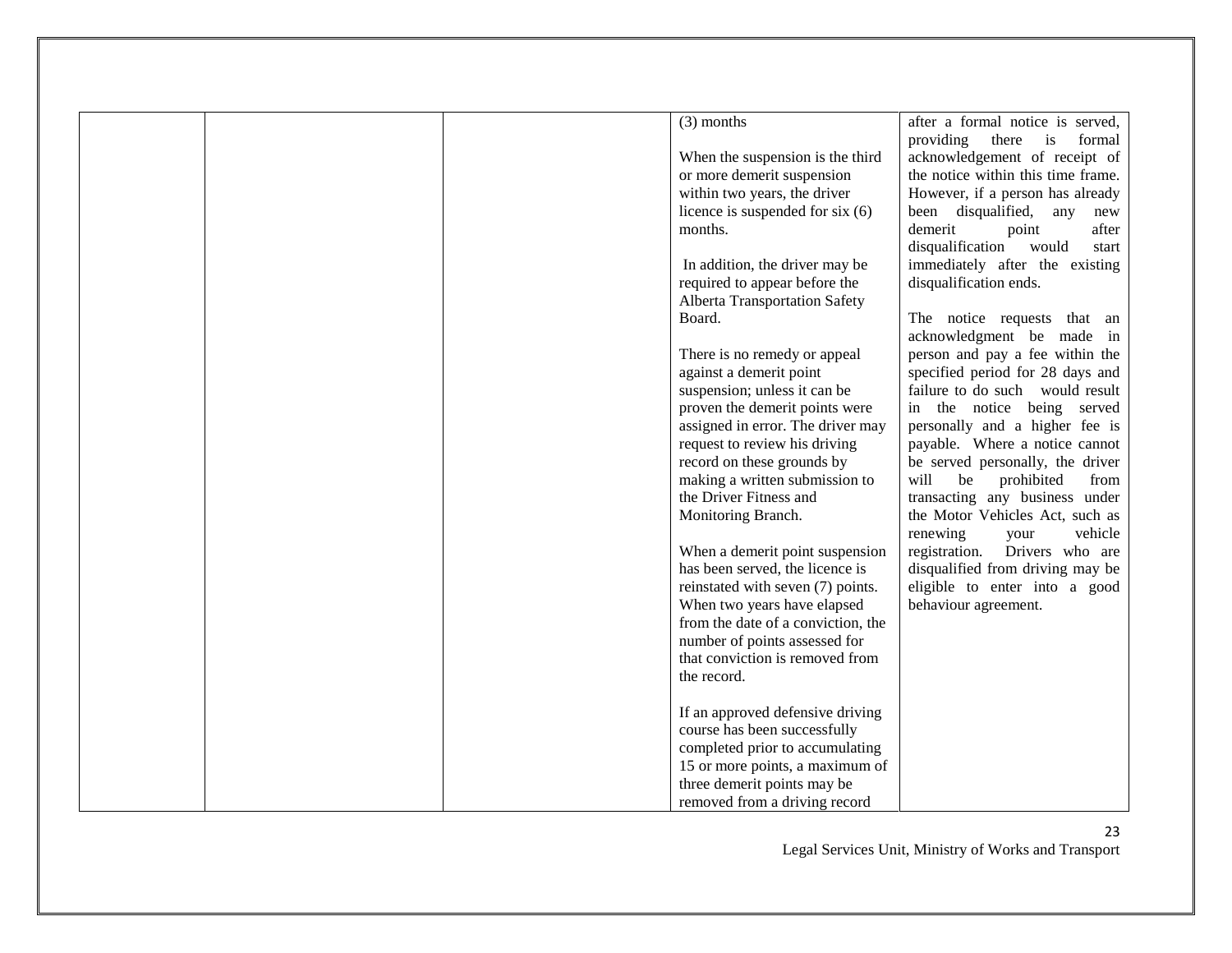|  |  |  | (3) months<br><br>When the suspension is the third or more demerit suspension within two years, the driver licence is suspended for six (6) months.<br><br>In addition, the driver may be required to appear before the Alberta Transportation Safety Board.<br><br>There is no remedy or appeal against a demerit point suspension; unless it can be proven the demerit points were assigned in error. The driver may request to review his driving record on these grounds by making a written submission to the Driver Fitness and Monitoring Branch.<br><br>When a demerit point suspension has been served, the licence is reinstated with seven (7) points. When two years have elapsed from the date of a conviction, the number of points assessed for that conviction is removed from the record.<br><br>If an approved defensive driving course has been successfully completed prior to accumulating 15 or more points, a maximum of three demerit points may be removed from a driving record | after a formal notice is served, providing there is formal acknowledgement of receipt of the notice within this time frame. However, if a person has already been disqualified, any new demerit point after disqualification would start immediately after the existing disqualification ends.<br><br>The notice requests that an acknowledgment be made in person and pay a fee within the specified period for 28 days and failure to do such would result in the notice being served personally and a higher fee is payable. Where a notice cannot be served personally, the driver will be prohibited from transacting any business under the Motor Vehicles Act, such as renewing your vehicle registration. Drivers who are disqualified from driving may be eligible to enter into a good behaviour agreement. |
|---|---|---|---|---|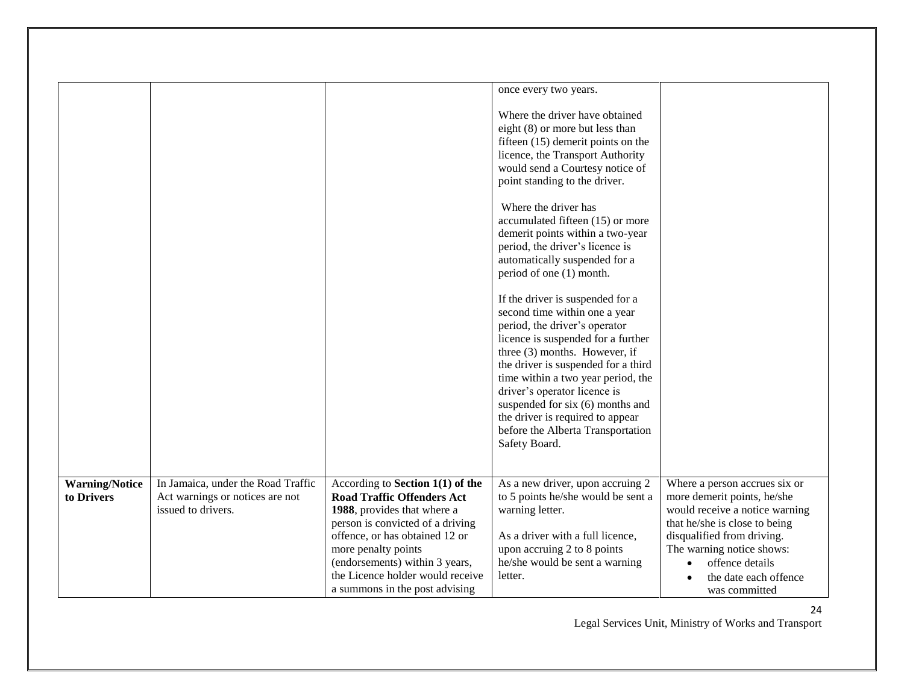|  |  |  | once every two years.<br><br>Where the driver have obtained eight (8) or more but less than fifteen (15) demerit points on the licence, the Transport Authority would send a Courtesy notice of point standing to the driver.<br><br>Where the driver has accumulated fifteen (15) or more demerit points within a two-year period, the driver's licence is automatically suspended for a period of one (1) month.<br><br>If the driver is suspended for a second time within one a year period, the driver's operator licence is suspended for a further three (3) months. However, if the driver is suspended for a third time within a two year period, the driver's operator licence is suspended for six (6) months and the driver is required to appear before the Alberta Transportation Safety Board. |  |
|---|---|---|---|---|
| **Warning/Notice to Drivers** | In Jamaica, under the Road Traffic Act warnings or notices are not issued to drivers. | According to **Section 1(1) of the Road Traffic Offenders Act 1988**, provides that where a person is convicted of a driving offence, or has obtained 12 or more penalty points (endorsements) within 3 years, the Licence holder would receive a summons in the post advising | As a new driver, upon accruing 2 to 5 points he/she would be sent a warning letter.<br><br>As a driver with a full licence, upon accruing 2 to 8 points he/she would be sent a warning letter. | Where a person accrues six or more demerit points, he/she would receive a notice warning that he/she is close to being disqualified from driving.<br>The warning notice shows:<br>• offence details<br>• the date each offence was committed |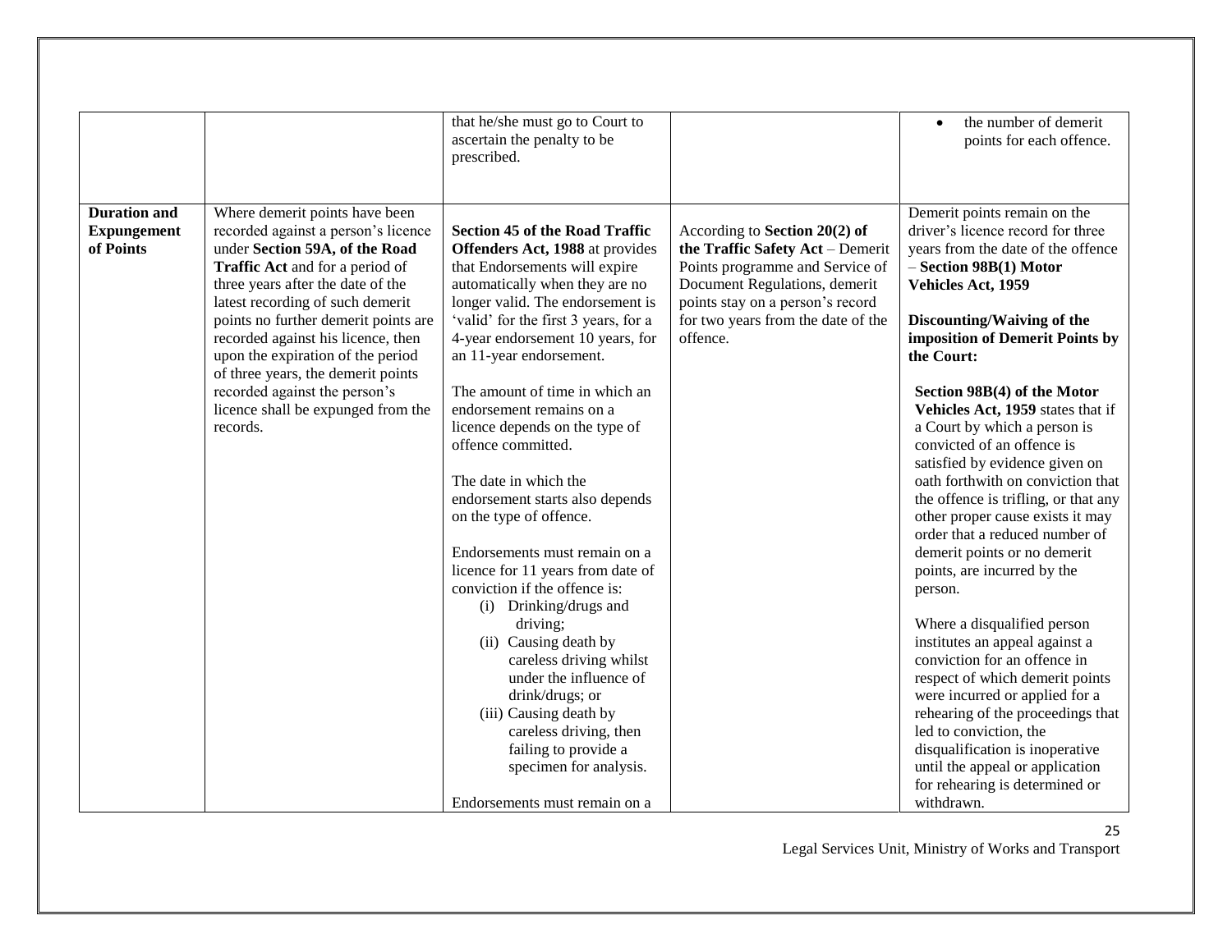| | | that he/she must go to Court to ascertain the penalty to be prescribed. | | • the number of demerit points for each offence. |
|---|---|---|---|---|
| **Duration and Expungement of Points** | Where demerit points have been recorded against a person's licence under **Section 59A, of the Road Traffic Act** and for a period of three years after the date of the latest recording of such demerit points no further demerit points are recorded against his licence, then upon the expiration of the period of three years, the demerit points recorded against the person's licence shall be expunged from the records. | **Section 45 of the Road Traffic Offenders Act, 1988** at provides that Endorsements will expire automatically when they are no longer valid. The endorsement is 'valid' for the first 3 years, for a 4-year endorsement 10 years, for an 11-year endorsement.<br><br>The amount of time in which an endorsement remains on a licence depends on the type of offence committed.<br><br>The date in which the endorsement starts also depends on the type of offence.<br><br>Endorsements must remain on a licence for 11 years from date of conviction if the offence is:<br>(i) Drinking/drugs and driving;<br>(ii) Causing death by careless driving whilst under the influence of drink/drugs; or<br>(iii) Causing death by careless driving, then failing to provide a specimen for analysis.<br><br>Endorsements must remain on a | According to **Section 20(2) of the Traffic Safety Act** – Demerit Points programme and Service of Document Regulations, demerit points stay on a person's record for two years from the date of the offence. | Demerit points remain on the driver's licence record for three years from the date of the offence – **Section 98B(1) Motor Vehicles Act, 1959**<br><br>**Discounting/Waiving of the imposition of Demerit Points by the Court:**<br><br>**Section 98B(4) of the Motor Vehicles Act, 1959** states that if a Court by which a person is convicted of an offence is satisfied by evidence given on oath forthwith on conviction that the offence is trifling, or that any other proper cause exists it may order that a reduced number of demerit points or no demerit points, are incurred by the person.<br><br>Where a disqualified person institutes an appeal against a conviction for an offence in respect of which demerit points were incurred or applied for a rehearing of the proceedings that led to conviction, the disqualification is inoperative until the appeal or application for rehearing is determined or withdrawn. |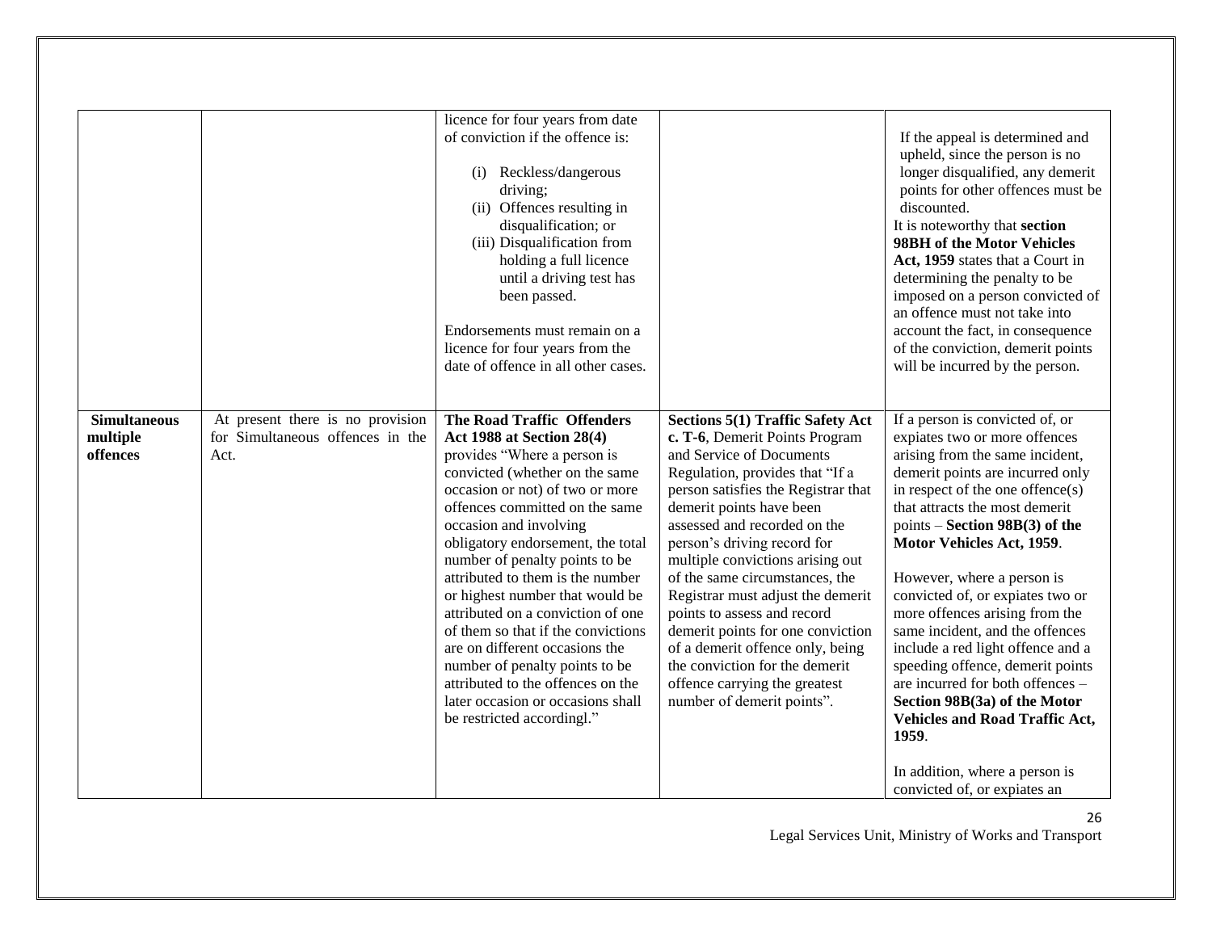| | | | | |
|---|---|---|---|---|
| | | licence for four years from date of conviction if the offence is:<br><br>(i) Reckless/dangerous driving;<br>(ii) Offences resulting in disqualification; or<br>(iii) Disqualification from holding a full licence until a driving test has been passed.<br><br>Endorsements must remain on a licence for four years from the date of offence in all other cases. | | If the appeal is determined and upheld, since the person is no longer disqualified, any demerit points for other offences must be discounted.<br>It is noteworthy that **section 98BH of the Motor Vehicles Act, 1959** states that a Court in determining the penalty to be imposed on a person convicted of an offence must not take into account the fact, in consequence of the conviction, demerit points will be incurred by the person. |
| **Simultaneous multiple offences** | At present there is no provision for Simultaneous offences in the Act. | **The Road Traffic Offenders Act 1988 at Section 28(4)** provides "Where a person is convicted (whether on the same occasion or not) of two or more offences committed on the same occassion and involving obligatory endorsement, the total number of penalty points to be attributed to them is the number or highest number that would be attributed on a conviction of one of them so that if the convictions are on different occasions the number of penalty points to be attributed to the offences on the later occasion or occasions shall be restricted accordingl." | **Sections 5(1) Traffic Safety Act c. T-6**, Demerit Points Program and Service of Documents Regulation, provides that "If a person satisfies the Registrar that demerit points have been assessed and recorded on the person's driving record for multiple convictions arising out of the same circumstances, the Registrar must adjust the demerit points to assess and record demerit points for one conviction of a demerit offence only, being the conviction for the demerit offence carrying the greatest number of demerit points". | If a person is convicted of, or expiates two or more offences arising from the same incident, demerit points are incurred only in respect of the one offence(s) that attracts the most demerit points – **Section 98B(3) of the Motor Vehicles Act, 1959**.<br><br>However, where a person is convicted of, or expiates two or more offences arising from the same incident, and the offences include a red light offence and a speeding offence, demerit points are incurred for both offences – **Section 98B(3a) of the Motor Vehicles and Road Traffic Act, 1959**.<br><br>In addition, where a person is convicted of, or expiates an |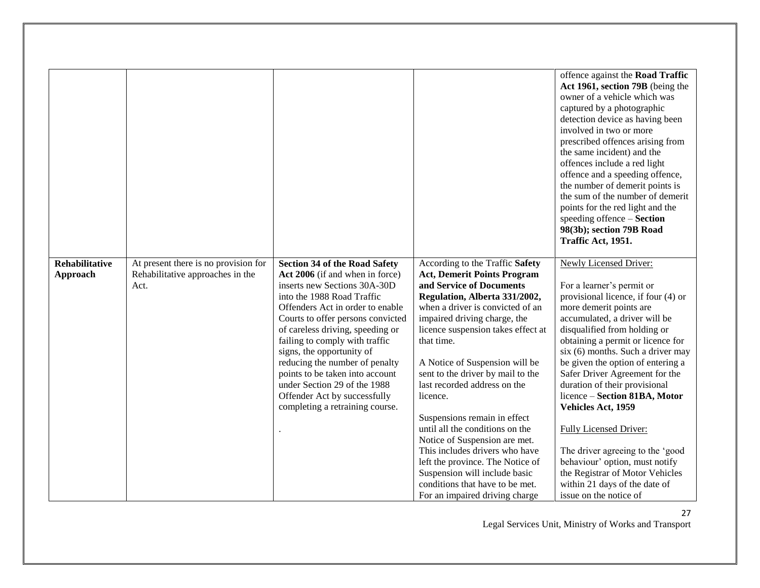| | | | | |
|---|---|---|---|---|
| | | | | offence against the **Road Traffic Act 1961, section 79B** (being the owner of a vehicle which was captured by a photographic detection device as having been involved in two or more prescribed offences arising from the same incident) and the offences include a red light offence and a speeding offence, the number of demerit points is the sum of the number of demerit points for the red light and the speeding offence – **Section 98(3b); section 79B Road Traffic Act, 1951.** |
| **Rehabilitative Approach** | At present there is no provision for Rehabilitative approaches in the Act. | **Section 34 of the Road Safety Act 2006** (if and when in force) inserts new Sections 30A-30D into the 1988 Road Traffic Offenders Act in order to enable Courts to offer persons convicted of careless driving, speeding or failing to comply with traffic signs, the opportunity of reducing the number of penalty points to be taken into account under Section 29 of the 1988 Offender Act by successfully completing a retraining course.<br><br>. | According to the Traffic **Safety Act, Demerit Points Program and Service of Documents Regulation, Alberta 331/2002,** when a driver is convicted of an impaired driving charge, the licence suspension takes effect at that time.<br><br>A Notice of Suspension will be sent to the driver by mail to the last recorded address on the licence.<br><br>Suspensions remain in effect until all the conditions on the Notice of Suspension are met. This includes drivers who have left the province. The Notice of Suspension will include basic conditions that have to be met. For an impaired driving charge | Newly Licensed Driver:<br><br>For a learner's permit or provisional licence, if four (4) or more demerit points are accumulated, a driver will be disqualified from holding or obtaining a permit or licence for six (6) months. Such a driver may be given the option of entering a Safer Driver Agreement for the duration of their provisional licence – **Section 81BA, Motor Vehicles Act, 1959**<br><br>Fully Licensed Driver:<br><br>The driver agreeing to the 'good behaviour' option, must notify the Registrar of Motor Vehicles within 21 days of the date of issue on the notice of |

Legal Services Unit, Ministry of Works and Transport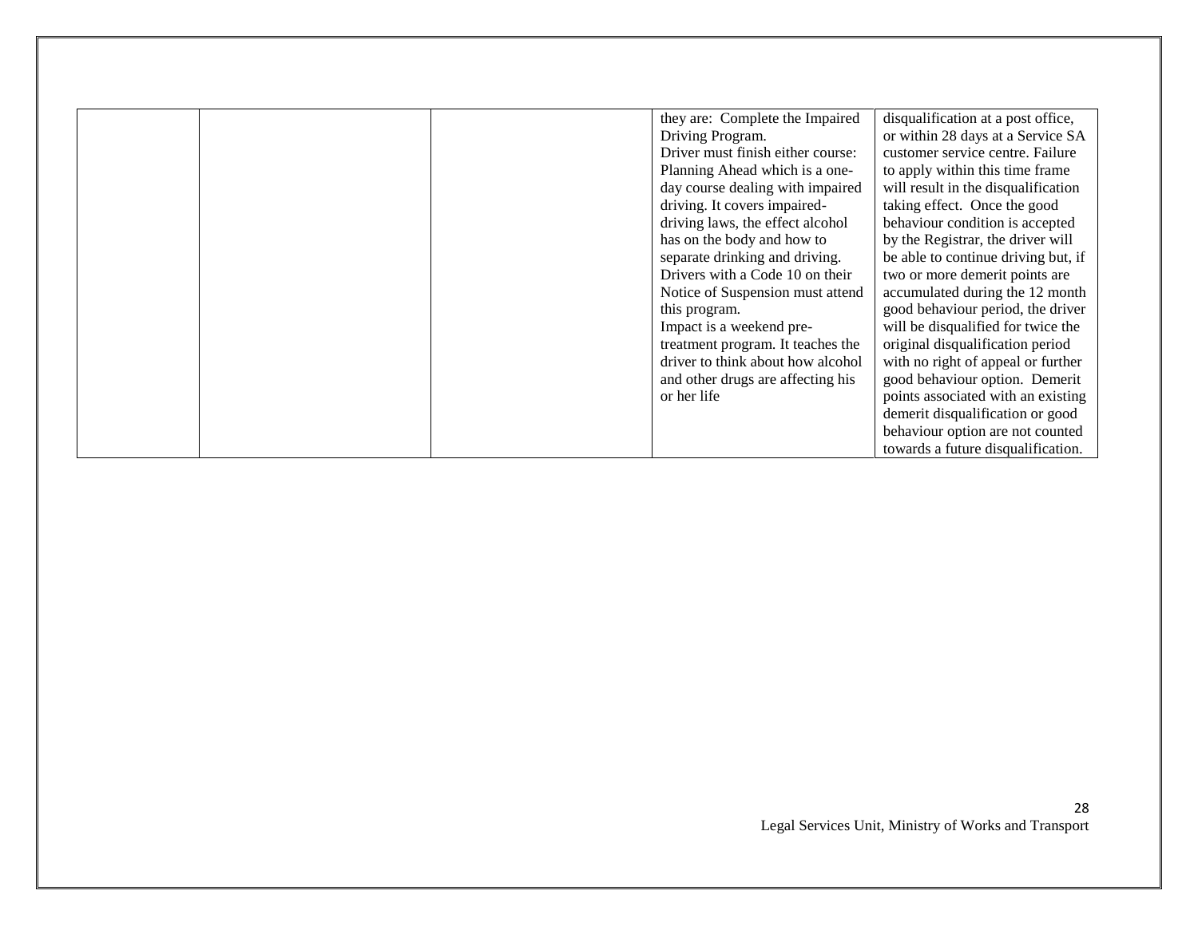| | | | | |
|---|---|---|---|---|
| | | | they are: Complete the Impaired Driving Program.<br>Driver must finish either course: Planning Ahead which is a one-day course dealing with impaired driving. It covers impaired-driving laws, the effect alcohol has on the body and how to separate drinking and driving. Drivers with a Code 10 on their Notice of Suspension must attend this program.<br>Impact is a weekend pre-treatment program. It teaches the driver to think about how alcohol and other drugs are affecting his or her life | disqualification at a post office, or within 28 days at a Service SA customer service centre. Failure to apply within this time frame will result in the disqualification taking effect. Once the good behaviour condition is accepted by the Registrar, the driver will be able to continue driving but, if two or more demerit points are accumulated during the 12 month good behaviour period, the driver will be disqualified for twice the original disqualification period with no right of appeal or further good behaviour option. Demerit points associated with an existing demerit disqualification or good behaviour option are not counted towards a future disqualification. |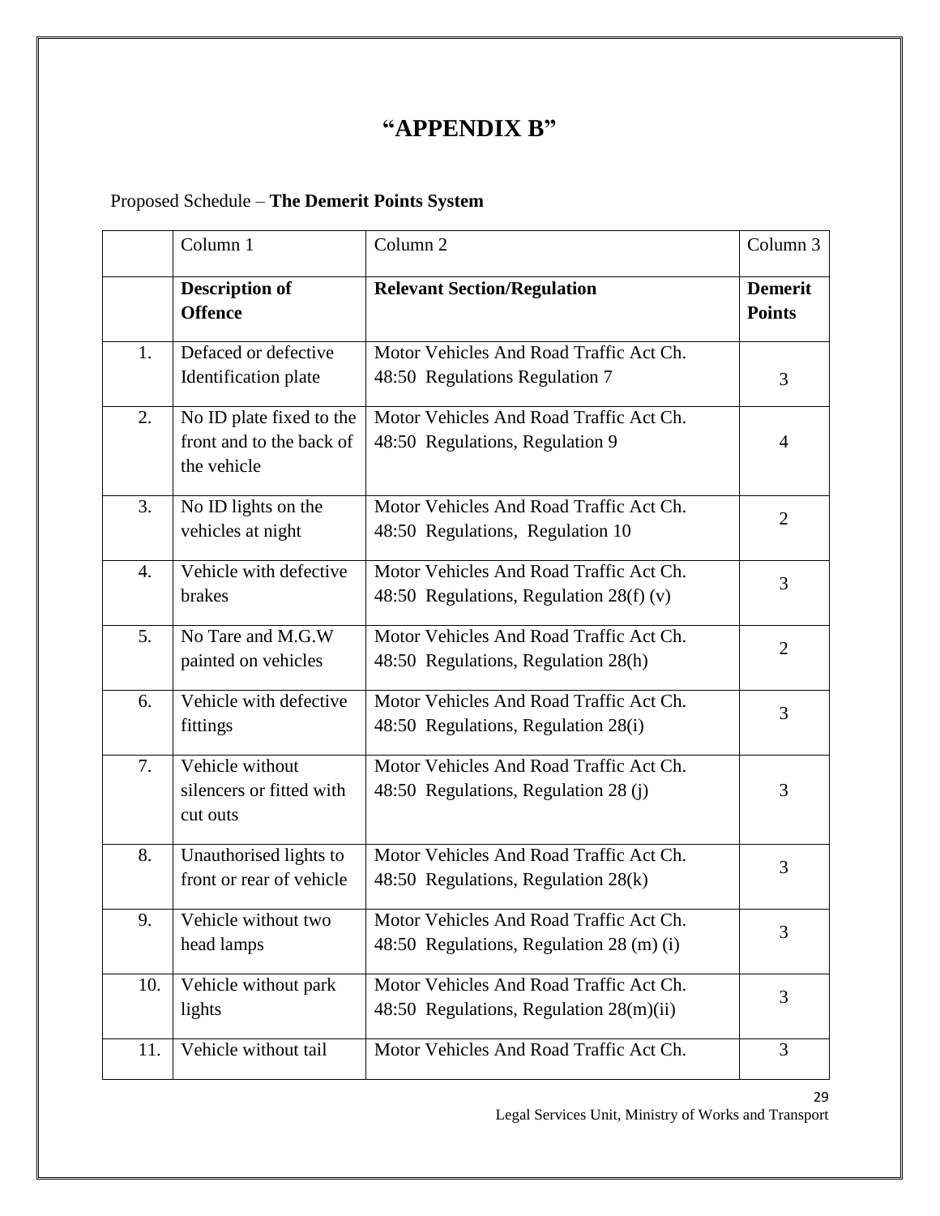# "APPENDIX B"

Proposed Schedule – **The Demerit Points System**

| | Column 1 | Column 2 | Column 3 |
|---|---|---|---|
| | **Description of Offence** | **Relevant Section/Regulation** | **Demerit Points** |
| 1. | Defaced or defective Identification plate | Motor Vehicles And Road Traffic Act Ch. 48:50 Regulations Regulation 7 | 3 |
| 2. | No ID plate fixed to the front and to the back of the vehicle | Motor Vehicles And Road Traffic Act Ch. 48:50 Regulations, Regulation 9 | 4 |
| 3. | No ID lights on the vehicles at night | Motor Vehicles And Road Traffic Act Ch. 48:50 Regulations, Regulation 10 | 2 |
| 4. | Vehicle with defective brakes | Motor Vehicles And Road Traffic Act Ch. 48:50 Regulations, Regulation 28(f) (v) | 3 |
| 5. | No Tare and M.G.W painted on vehicles | Motor Vehicles And Road Traffic Act Ch. 48:50 Regulations, Regulation 28(h) | 2 |
| 6. | Vehicle with defective fittings | Motor Vehicles And Road Traffic Act Ch. 48:50 Regulations, Regulation 28(i) | 3 |
| 7. | Vehicle without silencers or fitted with cut outs | Motor Vehicles And Road Traffic Act Ch. 48:50 Regulations, Regulation 28 (j) | 3 |
| 8. | Unauthorised lights to front or rear of vehicle | Motor Vehicles And Road Traffic Act Ch. 48:50 Regulations, Regulation 28(k) | 3 |
| 9. | Vehicle without two head lamps | Motor Vehicles And Road Traffic Act Ch. 48:50 Regulations, Regulation 28 (m) (i) | 3 |
| 10. | Vehicle without park lights | Motor Vehicles And Road Traffic Act Ch. 48:50 Regulations, Regulation 28(m)(ii) | 3 |
| 11. | Vehicle without tail | Motor Vehicles And Road Traffic Act Ch. | 3 |

Legal Services Unit, Ministry of Works and Transport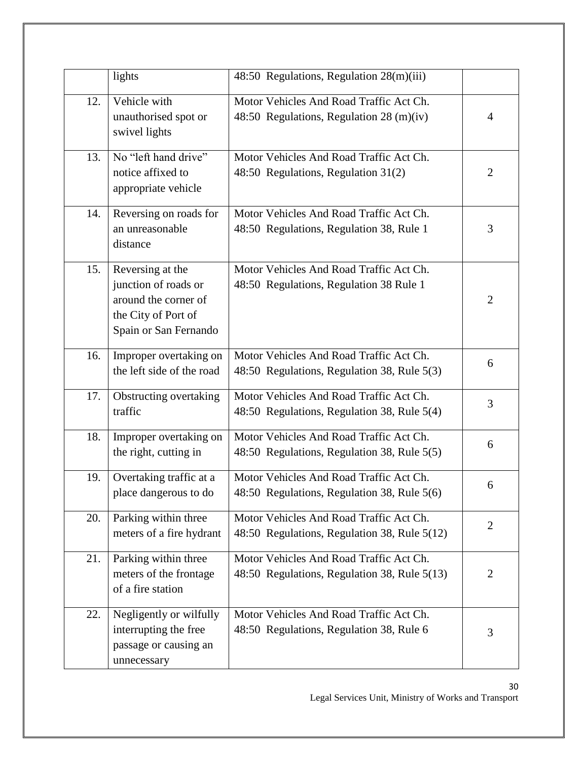| | | | |
|---|---|---|---|
| | lights | 48:50 Regulations, Regulation 28(m)(iii) | |
| 12. | Vehicle with unauthorised spot or swivel lights | Motor Vehicles And Road Traffic Act Ch. 48:50 Regulations, Regulation 28 (m)(iv) | 4 |
| 13. | No "left hand drive" notice affixed to appropriate vehicle | Motor Vehicles And Road Traffic Act Ch. 48:50 Regulations, Regulation 31(2) | 2 |
| 14. | Reversing on roads for an unreasonable distance | Motor Vehicles And Road Traffic Act Ch. 48:50 Regulations, Regulation 38, Rule 1 | 3 |
| 15. | Reversing at the junction of roads or around the corner of the City of Port of Spain or San Fernando | Motor Vehicles And Road Traffic Act Ch. 48:50 Regulations, Regulation 38 Rule 1 | 2 |
| 16. | Improper overtaking on the left side of the road | Motor Vehicles And Road Traffic Act Ch. 48:50 Regulations, Regulation 38, Rule 5(3) | 6 |
| 17. | Obstructing overtaking traffic | Motor Vehicles And Road Traffic Act Ch. 48:50 Regulations, Regulation 38, Rule 5(4) | 3 |
| 18. | Improper overtaking on the right, cutting in | Motor Vehicles And Road Traffic Act Ch. 48:50 Regulations, Regulation 38, Rule 5(5) | 6 |
| 19. | Overtaking traffic at a place dangerous to do | Motor Vehicles And Road Traffic Act Ch. 48:50 Regulations, Regulation 38, Rule 5(6) | 6 |
| 20. | Parking within three meters of a fire hydrant | Motor Vehicles And Road Traffic Act Ch. 48:50 Regulations, Regulation 38, Rule 5(12) | 2 |
| 21. | Parking within three meters of the frontage of a fire station | Motor Vehicles And Road Traffic Act Ch. 48:50 Regulations, Regulation 38, Rule 5(13) | 2 |
| 22. | Negligently or wilfully interrupting the free passage or causing an unnecessary | Motor Vehicles And Road Traffic Act Ch. 48:50 Regulations, Regulation 38, Rule 6 | 3 |

Legal Services Unit, Ministry of Works and Transport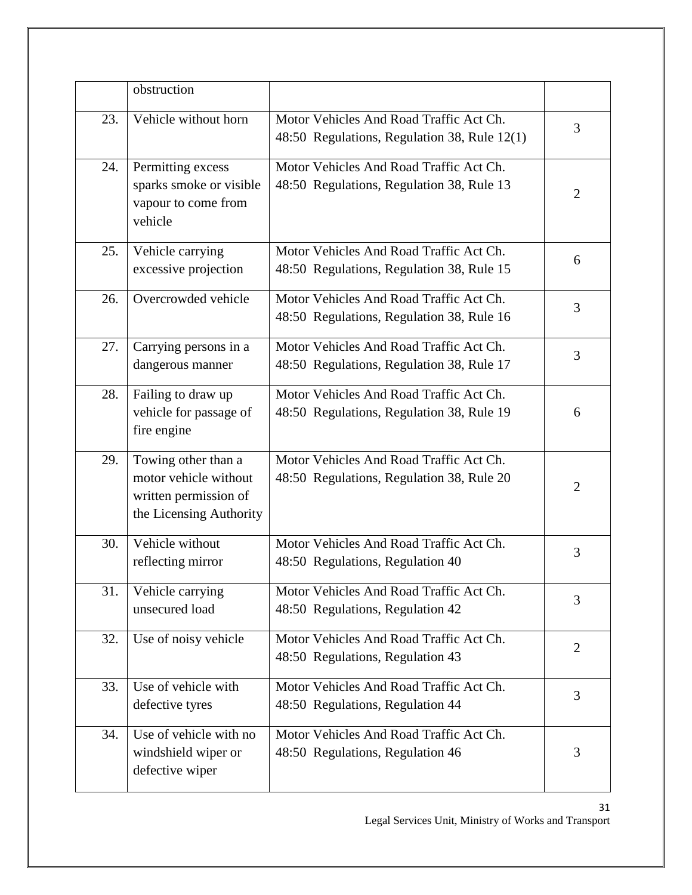|  | obstruction |  |  |
| --- | --- | --- | --- |
| 23. | Vehicle without horn | Motor Vehicles And Road Traffic Act Ch. 48:50 Regulations, Regulation 38, Rule 12(1) | 3 |
| 24. | Permitting excess sparks smoke or visible vapour to come from vehicle | Motor Vehicles And Road Traffic Act Ch. 48:50 Regulations, Regulation 38, Rule 13 | 2 |
| 25. | Vehicle carrying excessive projection | Motor Vehicles And Road Traffic Act Ch. 48:50 Regulations, Regulation 38, Rule 15 | 6 |
| 26. | Overcrowded vehicle | Motor Vehicles And Road Traffic Act Ch. 48:50 Regulations, Regulation 38, Rule 16 | 3 |
| 27. | Carrying persons in a dangerous manner | Motor Vehicles And Road Traffic Act Ch. 48:50 Regulations, Regulation 38, Rule 17 | 3 |
| 28. | Failing to draw up vehicle for passage of fire engine | Motor Vehicles And Road Traffic Act Ch. 48:50 Regulations, Regulation 38, Rule 19 | 6 |
| 29. | Towing other than a motor vehicle without written permission of the Licensing Authority | Motor Vehicles And Road Traffic Act Ch. 48:50 Regulations, Regulation 38, Rule 20 | 2 |
| 30. | Vehicle without reflecting mirror | Motor Vehicles And Road Traffic Act Ch. 48:50 Regulations, Regulation 40 | 3 |
| 31. | Vehicle carrying unsecured load | Motor Vehicles And Road Traffic Act Ch. 48:50 Regulations, Regulation 42 | 3 |
| 32. | Use of noisy vehicle | Motor Vehicles And Road Traffic Act Ch. 48:50 Regulations, Regulation 43 | 2 |
| 33. | Use of vehicle with defective tyres | Motor Vehicles And Road Traffic Act Ch. 48:50 Regulations, Regulation 44 | 3 |
| 34. | Use of vehicle with no windshield wiper or defective wiper | Motor Vehicles And Road Traffic Act Ch. 48:50 Regulations, Regulation 46 | 3 |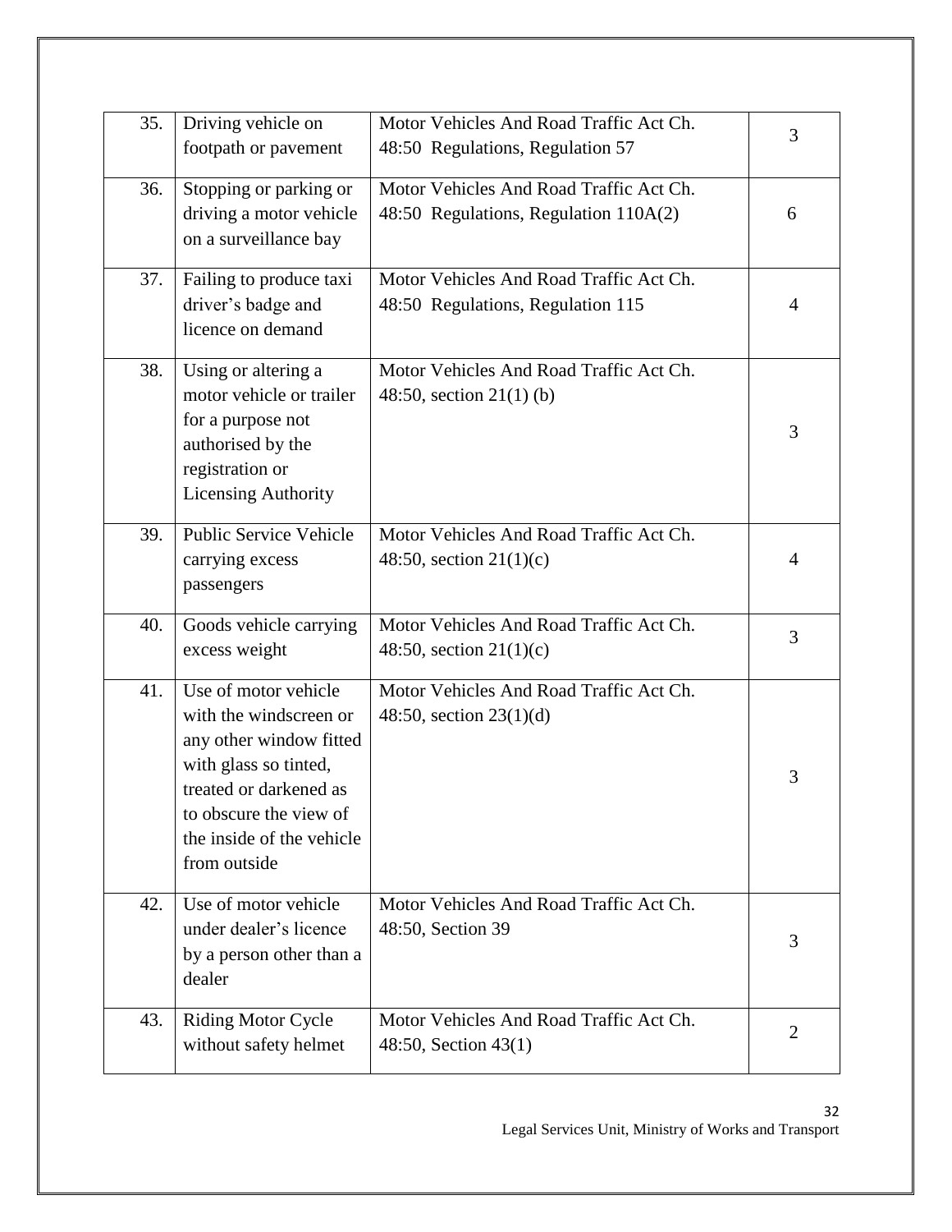| 35. | Driving vehicle on footpath or pavement | Motor Vehicles And Road Traffic Act Ch. 48:50 Regulations, Regulation 57 | 3 |
|---|---|---|---|
| 36. | Stopping or parking or driving a motor vehicle on a surveillance bay | Motor Vehicles And Road Traffic Act Ch. 48:50 Regulations, Regulation 110A(2) | 6 |
| 37. | Failing to produce taxi driver's badge and licence on demand | Motor Vehicles And Road Traffic Act Ch. 48:50 Regulations, Regulation 115 | 4 |
| 38. | Using or altering a motor vehicle or trailer for a purpose not authorised by the registration or Licensing Authority | Motor Vehicles And Road Traffic Act Ch. 48:50, section 21(1) (b) | 3 |
| 39. | Public Service Vehicle carrying excess passengers | Motor Vehicles And Road Traffic Act Ch. 48:50, section 21(1)(c) | 4 |
| 40. | Goods vehicle carrying excess weight | Motor Vehicles And Road Traffic Act Ch. 48:50, section 21(1)(c) | 3 |
| 41. | Use of motor vehicle with the windscreen or any other window fitted with glass so tinted, treated or darkened as to obscure the view of the inside of the vehicle from outside | Motor Vehicles And Road Traffic Act Ch. 48:50, section 23(1)(d) | 3 |
| 42. | Use of motor vehicle under dealer's licence by a person other than a dealer | Motor Vehicles And Road Traffic Act Ch. 48:50, Section 39 | 3 |
| 43. | Riding Motor Cycle without safety helmet | Motor Vehicles And Road Traffic Act Ch. 48:50, Section 43(1) | 2 |

Legal Services Unit, Ministry of Works and Transport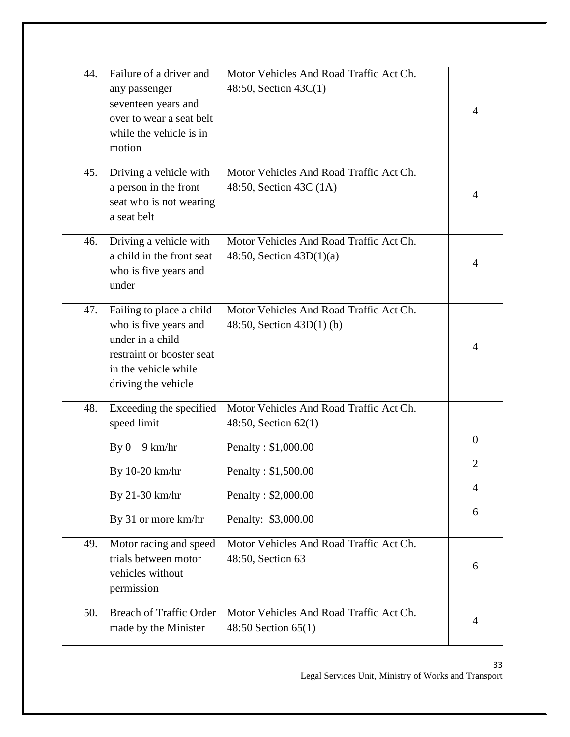| 44. | Failure of a driver and any passenger seventeen years and over to wear a seat belt while the vehicle is in motion | Motor Vehicles And Road Traffic Act Ch. 48:50, Section 43C(1) | 4 |
|---|---|---|---|
| 45. | Driving a vehicle with a person in the front seat who is not wearing a seat belt | Motor Vehicles And Road Traffic Act Ch. 48:50, Section 43C (1A) | 4 |
| 46. | Driving a vehicle with a child in the front seat who is five years and under | Motor Vehicles And Road Traffic Act Ch. 48:50, Section 43D(1)(a) | 4 |
| 47. | Failing to place a child who is five years and under in a child restraint or booster seat in the vehicle while driving the vehicle | Motor Vehicles And Road Traffic Act Ch. 48:50, Section 43D(1) (b) | 4 |
| 48. | Exceeding the specified speed limit<br>By 0 – 9 km/hr<br>By 10-20 km/hr<br>By 21-30 km/hr<br>By 31 or more km/hr | Motor Vehicles And Road Traffic Act Ch. 48:50, Section 62(1)<br>Penalty : $1,000.00<br>Penalty : $1,500.00<br>Penalty : $2,000.00<br>Penalty: $3,000.00 | <br>0<br>2<br>4<br>6 |
| 49. | Motor racing and speed trials between motor vehicles without permission | Motor Vehicles And Road Traffic Act Ch. 48:50, Section 63 | 6 |
| 50. | Breach of Traffic Order made by the Minister | Motor Vehicles And Road Traffic Act Ch. 48:50 Section 65(1) | 4 |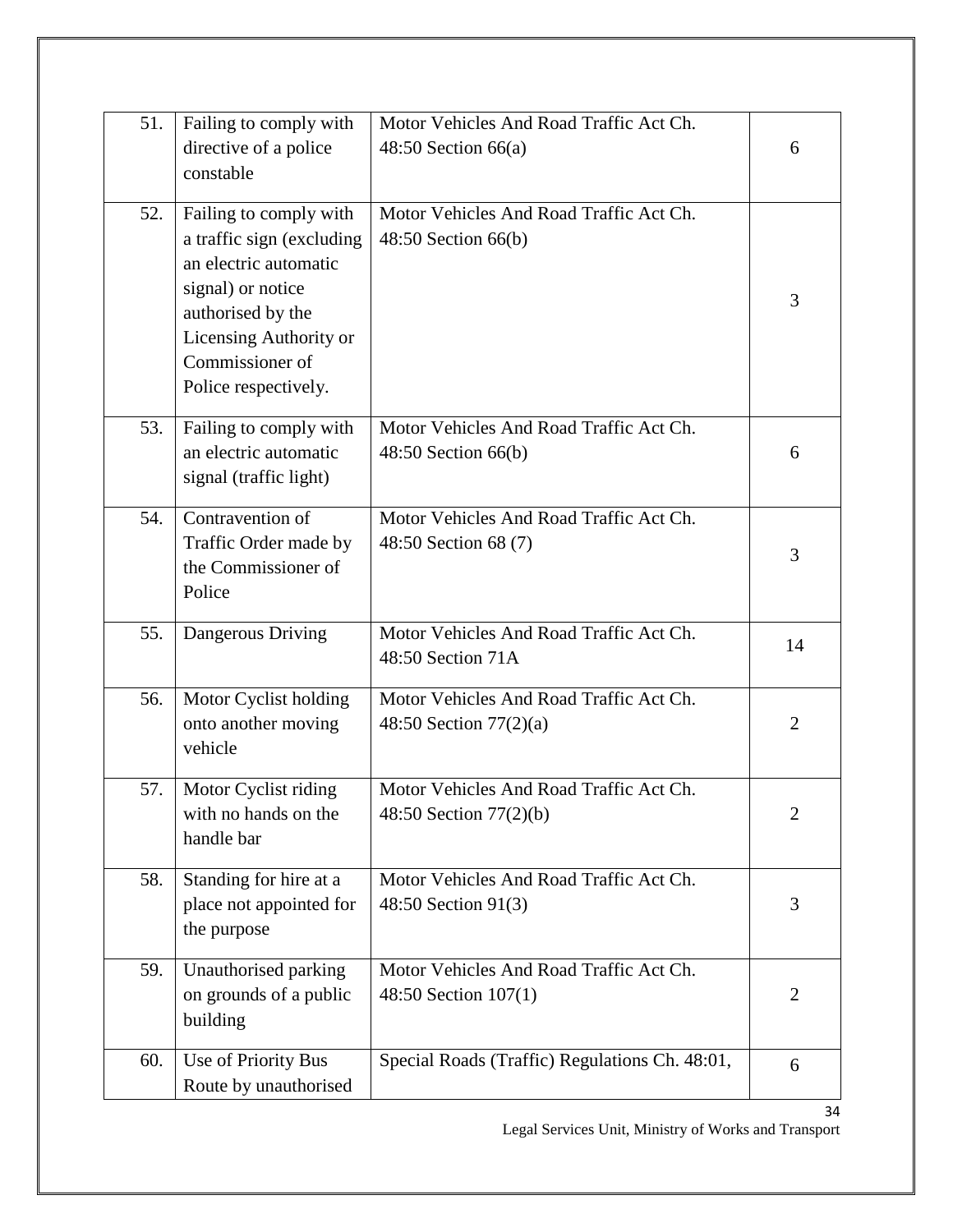| 51. | Failing to comply with directive of a police constable | Motor Vehicles And Road Traffic Act Ch. 48:50 Section 66(a) | 6 |
|---|---|---|---|
| 52. | Failing to comply with a traffic sign (excluding an electric automatic signal) or notice authorised by the Licensing Authority or Commissioner of Police respectively. | Motor Vehicles And Road Traffic Act Ch. 48:50 Section 66(b) | 3 |
| 53. | Failing to comply with an electric automatic signal (traffic light) | Motor Vehicles And Road Traffic Act Ch. 48:50 Section 66(b) | 6 |
| 54. | Contravention of Traffic Order made by the Commissioner of Police | Motor Vehicles And Road Traffic Act Ch. 48:50 Section 68 (7) | 3 |
| 55. | Dangerous Driving | Motor Vehicles And Road Traffic Act Ch. 48:50 Section 71A | 14 |
| 56. | Motor Cyclist holding onto another moving vehicle | Motor Vehicles And Road Traffic Act Ch. 48:50 Section 77(2)(a) | 2 |
| 57. | Motor Cyclist riding with no hands on the handle bar | Motor Vehicles And Road Traffic Act Ch. 48:50 Section 77(2)(b) | 2 |
| 58. | Standing for hire at a place not appointed for the purpose | Motor Vehicles And Road Traffic Act Ch. 48:50 Section 91(3) | 3 |
| 59. | Unauthorised parking on grounds of a public building | Motor Vehicles And Road Traffic Act Ch. 48:50 Section 107(1) | 2 |
| 60. | Use of Priority Bus Route by unauthorised | Special Roads (Traffic) Regulations Ch. 48:01, | 6 |

Legal Services Unit, Ministry of Works and Transport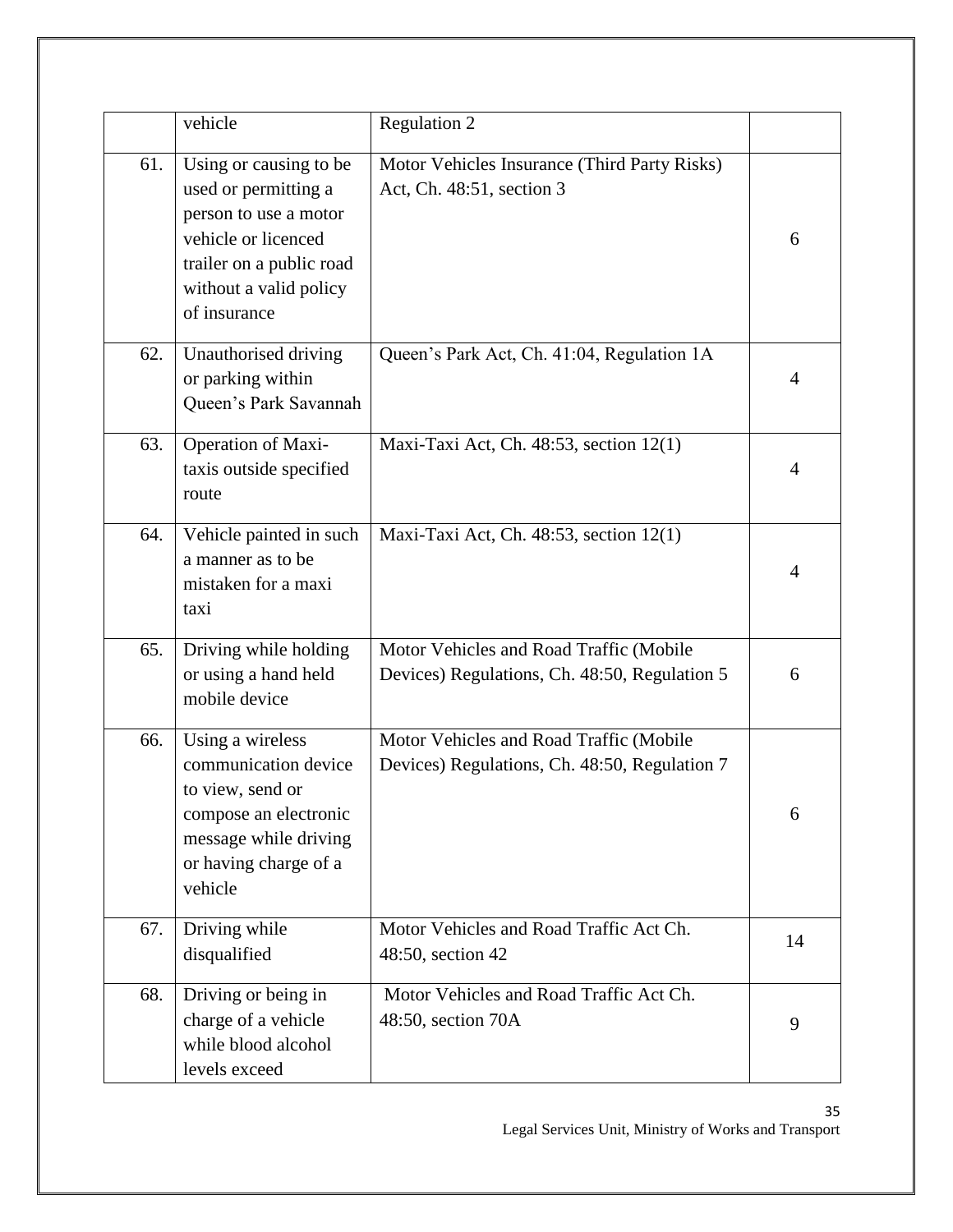|  | vehicle | Regulation 2 |  |
|---|---|---|---|
| 61. | Using or causing to be used or permitting a person to use a motor vehicle or licenced trailer on a public road without a valid policy of insurance | Motor Vehicles Insurance (Third Party Risks) Act, Ch. 48:51, section 3 | 6 |
| 62. | Unauthorised driving or parking within Queen's Park Savannah | Queen's Park Act, Ch. 41:04, Regulation 1A | 4 |
| 63. | Operation of Maxi-taxis outside specified route | Maxi-Taxi Act, Ch. 48:53, section 12(1) | 4 |
| 64. | Vehicle painted in such a manner as to be mistaken for a maxi taxi | Maxi-Taxi Act, Ch. 48:53, section 12(1) | 4 |
| 65. | Driving while holding or using a hand held mobile device | Motor Vehicles and Road Traffic (Mobile Devices) Regulations, Ch. 48:50, Regulation 5 | 6 |
| 66. | Using a wireless communication device to view, send or compose an electronic message while driving or having charge of a vehicle | Motor Vehicles and Road Traffic (Mobile Devices) Regulations, Ch. 48:50, Regulation 7 | 6 |
| 67. | Driving while disqualified | Motor Vehicles and Road Traffic Act Ch. 48:50, section 42 | 14 |
| 68. | Driving or being in charge of a vehicle while blood alcohol levels exceed | Motor Vehicles and Road Traffic Act Ch. 48:50, section 70A | 9 |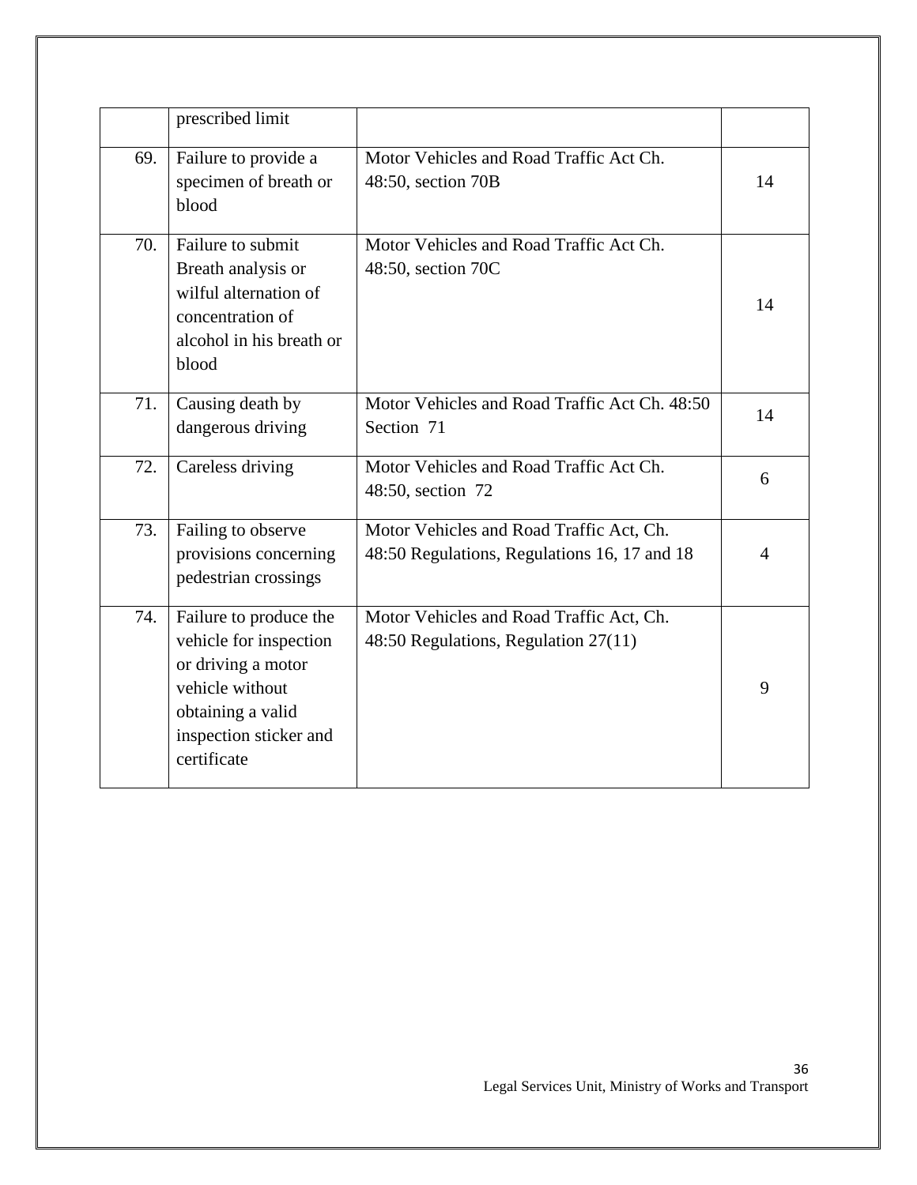| | | | |
|---|---|---|---|
| | prescribed limit | | |
| 69. | Failure to provide a specimen of breath or blood | Motor Vehicles and Road Traffic Act Ch. 48:50, section 70B | 14 |
| 70. | Failure to submit Breath analysis or wilful alternation of concentration of alcohol in his breath or blood | Motor Vehicles and Road Traffic Act Ch. 48:50, section 70C | 14 |
| 71. | Causing death by dangerous driving | Motor Vehicles and Road Traffic Act Ch. 48:50 Section 71 | 14 |
| 72. | Careless driving | Motor Vehicles and Road Traffic Act Ch. 48:50, section 72 | 6 |
| 73. | Failing to observe provisions concerning pedestrian crossings | Motor Vehicles and Road Traffic Act, Ch. 48:50 Regulations, Regulations 16, 17 and 18 | 4 |
| 74. | Failure to produce the vehicle for inspection or driving a motor vehicle without obtaining a valid inspection sticker and certificate | Motor Vehicles and Road Traffic Act, Ch. 48:50 Regulations, Regulation 27(11) | 9 |